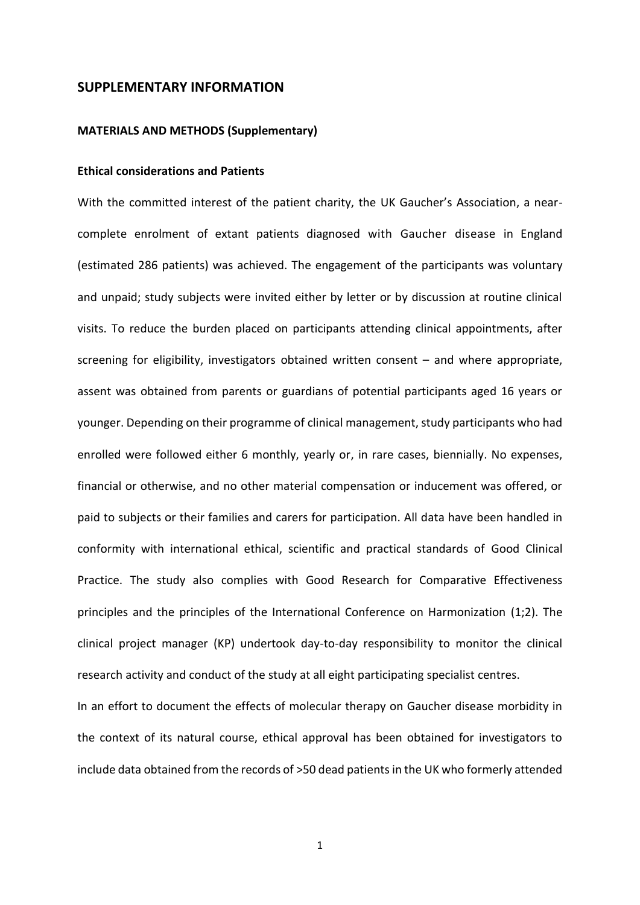## SUPPLEMENTARY INFORMATION

### MATERIALS AND METHODS (Supplementary)

#### Ethical considerations and Patients

With the committed interest of the patient charity, the UK Gaucher's Association, a near-complete enrolment of extant patients diagnosed with Gaucher disease in England (estimated 286 patients) was achieved. The engagement of the participants was voluntary and unpaid; study subjects were invited either by letter or by discussion at routine clinical visits. To reduce the burden placed on participants attending clinical appointments, after screening for eligibility, investigators obtained written consent – and where appropriate, assent was obtained from parents or guardians of potential participants aged 16 years or younger. Depending on their programme of clinical management, study participants who had enrolled were followed either 6 monthly, yearly or, in rare cases, biennially. No expenses, financial or otherwise, and no other material compensation or inducement was offered, or paid to subjects or their families and carers for participation. All data have been handled in conformity with international ethical, scientific and practical standards of Good Clinical Practice. The study also complies with Good Research for Comparative Effectiveness principles and the principles of the International Conference on Harmonization (1;2). The clinical project manager (KP) undertook day-to-day responsibility to monitor the clinical research activity and conduct of the study at all eight participating specialist centres.

In an effort to document the effects of molecular therapy on Gaucher disease morbidity in the context of its natural course, ethical approval has been obtained for investigators to include data obtained from the records of >50 dead patients in the UK who formerly attended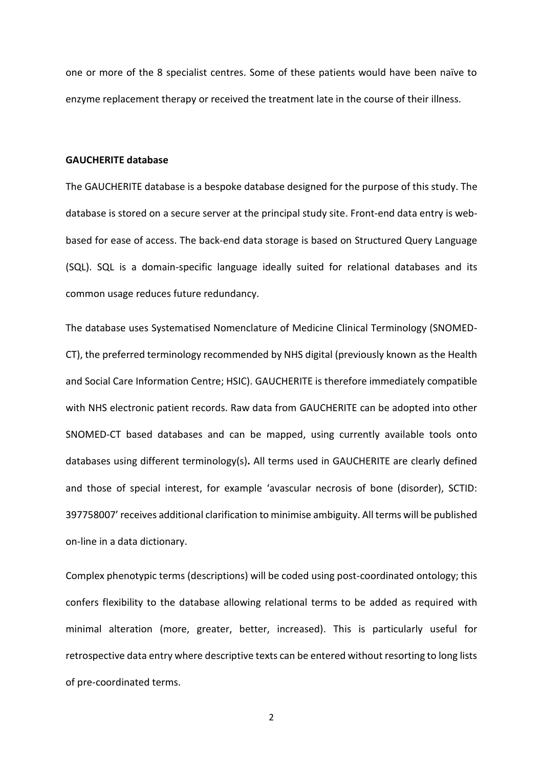one or more of the 8 specialist centres. Some of these patients would have been naïve to enzyme replacement therapy or received the treatment late in the course of their illness.

**GAUCHERITE database**

The GAUCHERITE database is a bespoke database designed for the purpose of this study. The database is stored on a secure server at the principal study site. Front-end data entry is web-based for ease of access. The back-end data storage is based on Structured Query Language (SQL). SQL is a domain-specific language ideally suited for relational databases and its common usage reduces future redundancy.

The database uses Systematised Nomenclature of Medicine Clinical Terminology (SNOMED-CT), the preferred terminology recommended by NHS digital (previously known as the Health and Social Care Information Centre; HSIC). GAUCHERITE is therefore immediately compatible with NHS electronic patient records. Raw data from GAUCHERITE can be adopted into other SNOMED-CT based databases and can be mapped, using currently available tools onto databases using different terminology(s)**.** All terms used in GAUCHERITE are clearly defined and those of special interest, for example 'avascular necrosis of bone (disorder), SCTID: 397758007' receives additional clarification to minimise ambiguity. All terms will be published on-line in a data dictionary.

Complex phenotypic terms (descriptions) will be coded using post-coordinated ontology; this confers flexibility to the database allowing relational terms to be added as required with minimal alteration (more, greater, better, increased). This is particularly useful for retrospective data entry where descriptive texts can be entered without resorting to long lists of pre-coordinated terms.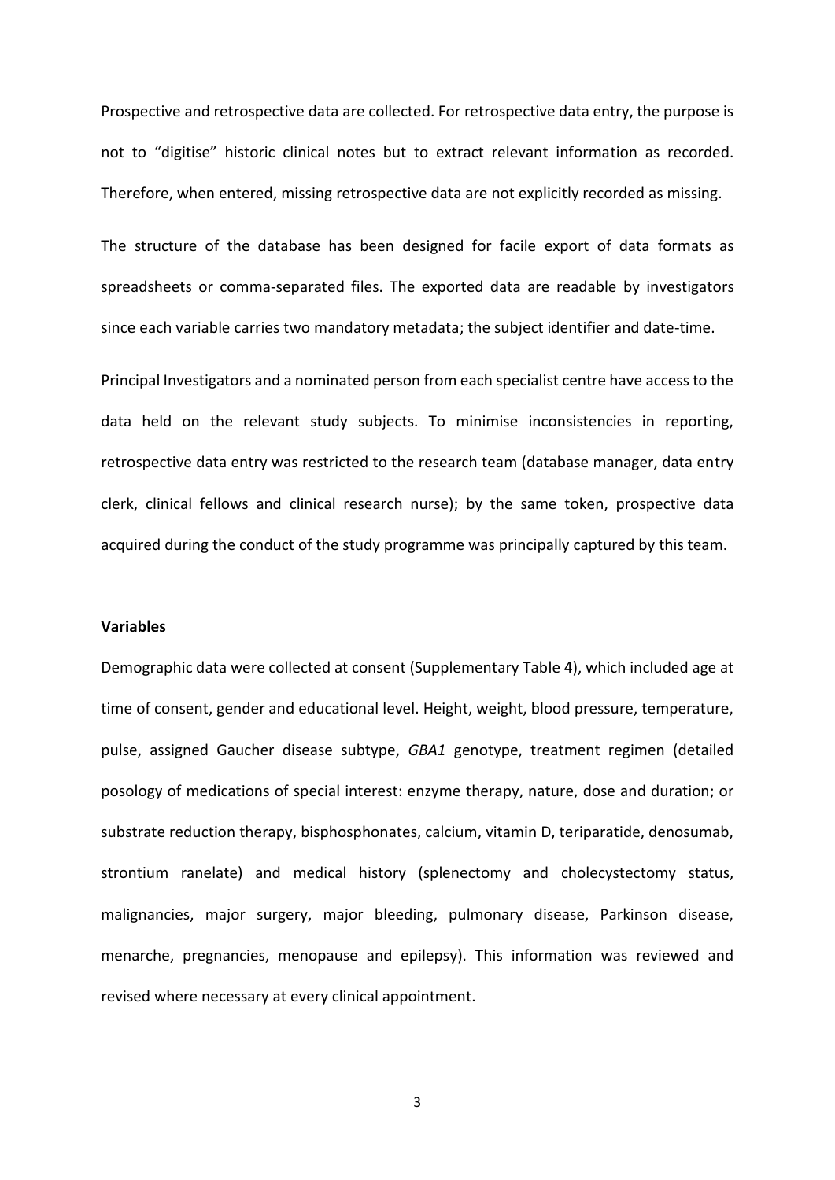Prospective and retrospective data are collected. For retrospective data entry, the purpose is not to "digitise" historic clinical notes but to extract relevant information as recorded. Therefore, when entered, missing retrospective data are not explicitly recorded as missing.

The structure of the database has been designed for facile export of data formats as spreadsheets or comma-separated files. The exported data are readable by investigators since each variable carries two mandatory metadata; the subject identifier and date-time.

Principal Investigators and a nominated person from each specialist centre have access to the data held on the relevant study subjects. To minimise inconsistencies in reporting, retrospective data entry was restricted to the research team (database manager, data entry clerk, clinical fellows and clinical research nurse); by the same token, prospective data acquired during the conduct of the study programme was principally captured by this team.

**Variables**

Demographic data were collected at consent (Supplementary Table 4), which included age at time of consent, gender and educational level. Height, weight, blood pressure, temperature, pulse, assigned Gaucher disease subtype, *GBA1* genotype, treatment regimen (detailed posology of medications of special interest: enzyme therapy, nature, dose and duration; or substrate reduction therapy, bisphosphonates, calcium, vitamin D, teriparatide, denosumab, strontium ranelate) and medical history (splenectomy and cholecystectomy status, malignancies, major surgery, major bleeding, pulmonary disease, Parkinson disease, menarche, pregnancies, menopause and epilepsy). This information was reviewed and revised where necessary at every clinical appointment.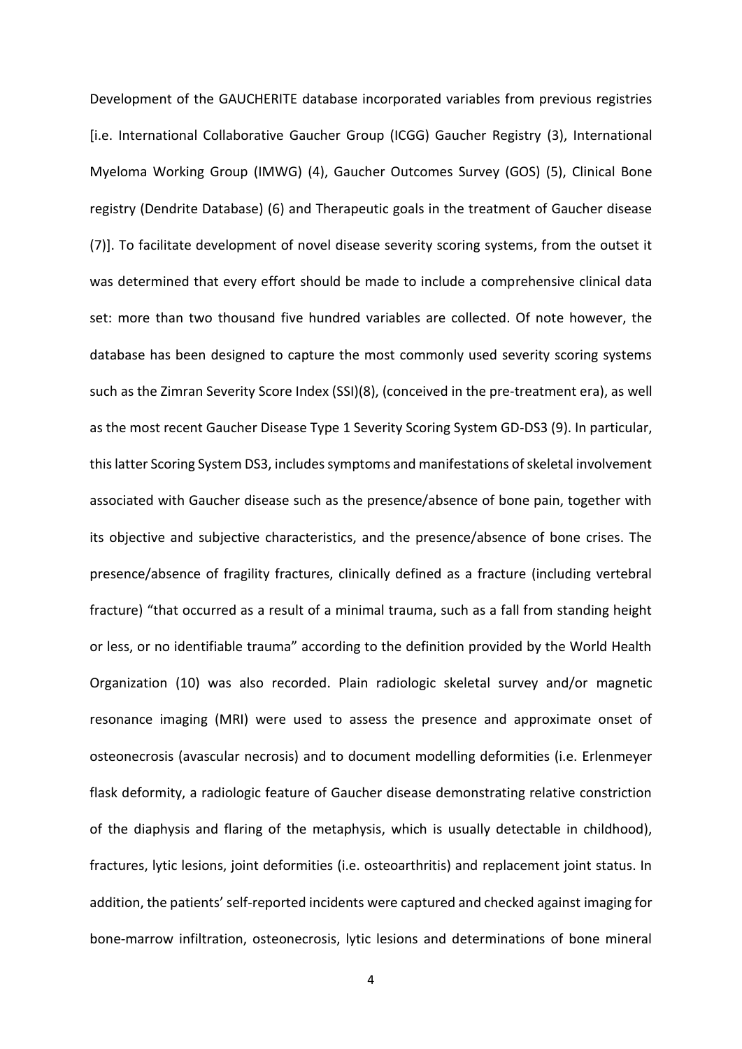Development of the GAUCHERITE database incorporated variables from previous registries [i.e. International Collaborative Gaucher Group (ICGG) Gaucher Registry (3), International Myeloma Working Group (IMWG) (4), Gaucher Outcomes Survey (GOS) (5), Clinical Bone registry (Dendrite Database) (6) and Therapeutic goals in the treatment of Gaucher disease (7)]. To facilitate development of novel disease severity scoring systems, from the outset it was determined that every effort should be made to include a comprehensive clinical data set: more than two thousand five hundred variables are collected. Of note however, the database has been designed to capture the most commonly used severity scoring systems such as the Zimran Severity Score Index (SSI)(8), (conceived in the pre-treatment era), as well as the most recent Gaucher Disease Type 1 Severity Scoring System GD-DS3 (9). In particular, this latter Scoring System DS3, includes symptoms and manifestations of skeletal involvement associated with Gaucher disease such as the presence/absence of bone pain, together with its objective and subjective characteristics, and the presence/absence of bone crises. The presence/absence of fragility fractures, clinically defined as a fracture (including vertebral fracture) "that occurred as a result of a minimal trauma, such as a fall from standing height or less, or no identifiable trauma" according to the definition provided by the World Health Organization (10) was also recorded. Plain radiologic skeletal survey and/or magnetic resonance imaging (MRI) were used to assess the presence and approximate onset of osteonecrosis (avascular necrosis) and to document modelling deformities (i.e. Erlenmeyer flask deformity, a radiologic feature of Gaucher disease demonstrating relative constriction of the diaphysis and flaring of the metaphysis, which is usually detectable in childhood), fractures, lytic lesions, joint deformities (i.e. osteoarthritis) and replacement joint status. In addition, the patients' self-reported incidents were captured and checked against imaging for bone-marrow infiltration, osteonecrosis, lytic lesions and determinations of bone mineral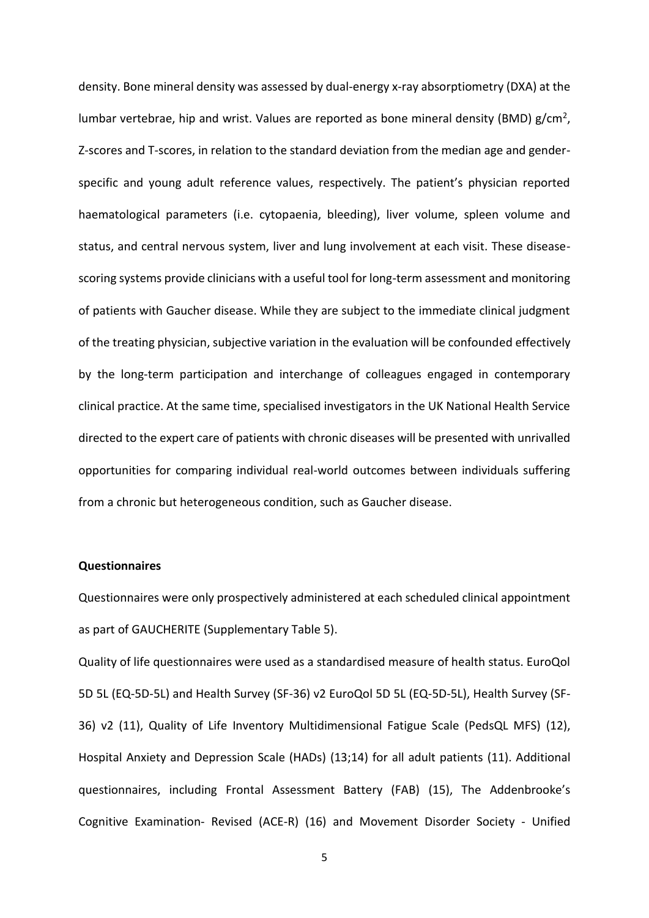density. Bone mineral density was assessed by dual-energy x-ray absorptiometry (DXA) at the lumbar vertebrae, hip and wrist. Values are reported as bone mineral density (BMD) g/cm$^2$, Z-scores and T-scores, in relation to the standard deviation from the median age and gender-specific and young adult reference values, respectively. The patient's physician reported haematological parameters (i.e. cytopaenia, bleeding), liver volume, spleen volume and status, and central nervous system, liver and lung involvement at each visit. These disease-scoring systems provide clinicians with a useful tool for long-term assessment and monitoring of patients with Gaucher disease. While they are subject to the immediate clinical judgment of the treating physician, subjective variation in the evaluation will be confounded effectively by the long-term participation and interchange of colleagues engaged in contemporary clinical practice. At the same time, specialised investigators in the UK National Health Service directed to the expert care of patients with chronic diseases will be presented with unrivalled opportunities for comparing individual real-world outcomes between individuals suffering from a chronic but heterogeneous condition, such as Gaucher disease.

**Questionnaires**

Questionnaires were only prospectively administered at each scheduled clinical appointment as part of GAUCHERITE (Supplementary Table 5).

Quality of life questionnaires were used as a standardised measure of health status. EuroQol 5D 5L (EQ-5D-5L) and Health Survey (SF-36) v2 EuroQol 5D 5L (EQ-5D-5L), Health Survey (SF-36) v2 (11), Quality of Life Inventory Multidimensional Fatigue Scale (PedsQL MFS) (12), Hospital Anxiety and Depression Scale (HADs) (13;14) for all adult patients (11). Additional questionnaires, including Frontal Assessment Battery (FAB) (15), The Addenbrooke's Cognitive Examination- Revised (ACE-R) (16) and Movement Disorder Society - Unified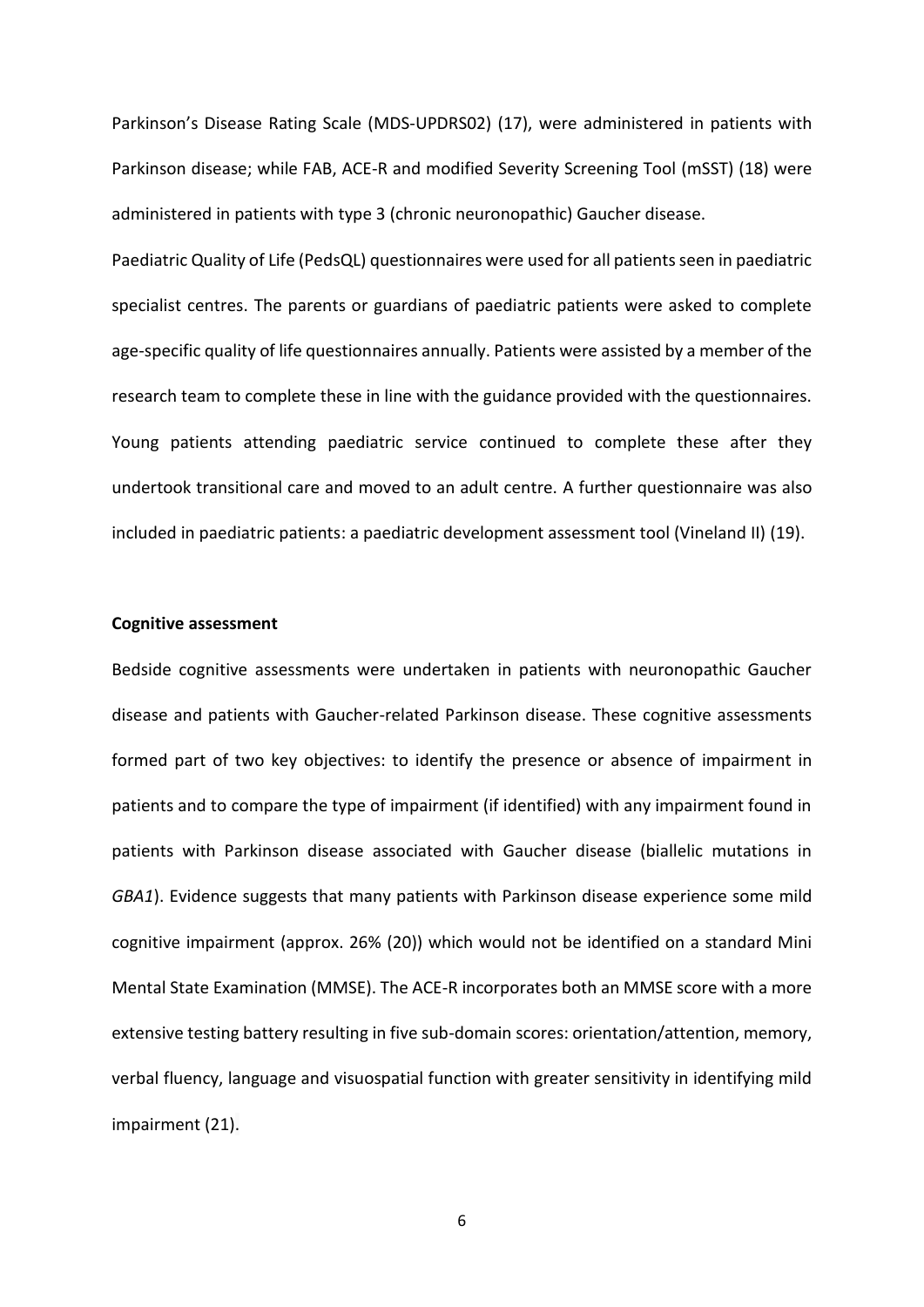Parkinson's Disease Rating Scale (MDS-UPDRS02) (17), were administered in patients with Parkinson disease; while FAB, ACE-R and modified Severity Screening Tool (mSST) (18) were administered in patients with type 3 (chronic neuronopathic) Gaucher disease.

Paediatric Quality of Life (PedsQL) questionnaires were used for all patients seen in paediatric specialist centres. The parents or guardians of paediatric patients were asked to complete age-specific quality of life questionnaires annually. Patients were assisted by a member of the research team to complete these in line with the guidance provided with the questionnaires. Young patients attending paediatric service continued to complete these after they undertook transitional care and moved to an adult centre. A further questionnaire was also included in paediatric patients: a paediatric development assessment tool (Vineland II) (19).

**Cognitive assessment**

Bedside cognitive assessments were undertaken in patients with neuronopathic Gaucher disease and patients with Gaucher-related Parkinson disease. These cognitive assessments formed part of two key objectives: to identify the presence or absence of impairment in patients and to compare the type of impairment (if identified) with any impairment found in patients with Parkinson disease associated with Gaucher disease (biallelic mutations in *GBA1*). Evidence suggests that many patients with Parkinson disease experience some mild cognitive impairment (approx. 26% (20)) which would not be identified on a standard Mini Mental State Examination (MMSE). The ACE-R incorporates both an MMSE score with a more extensive testing battery resulting in five sub-domain scores: orientation/attention, memory, verbal fluency, language and visuospatial function with greater sensitivity in identifying mild impairment (21).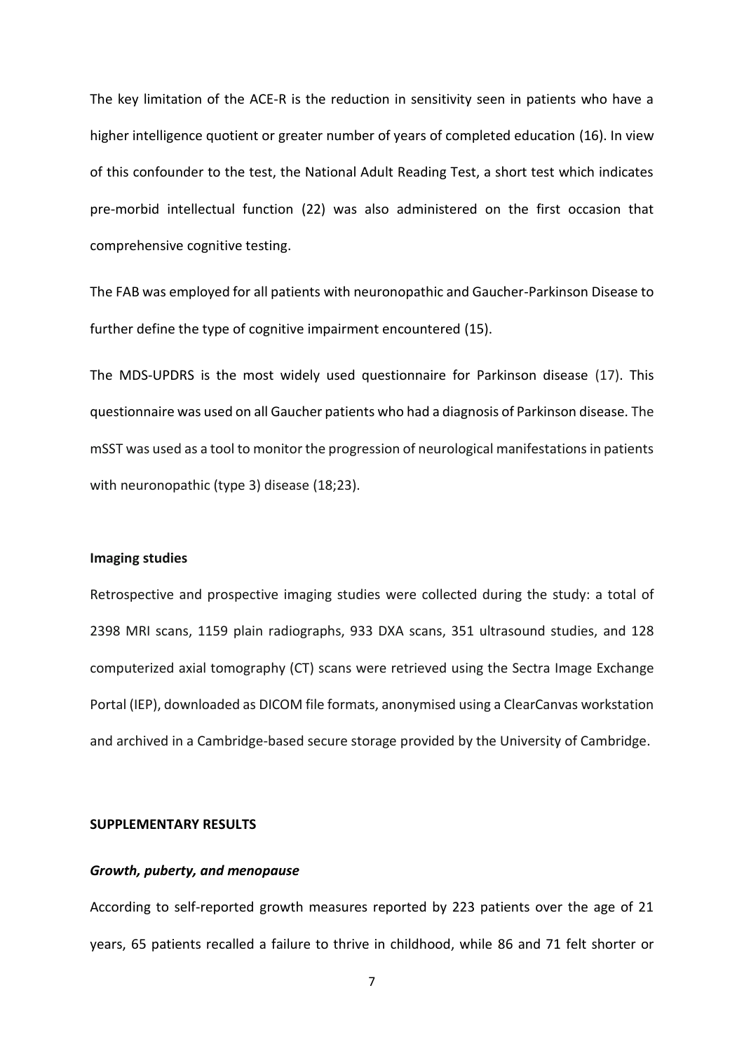The key limitation of the ACE-R is the reduction in sensitivity seen in patients who have a higher intelligence quotient or greater number of years of completed education (16). In view of this confounder to the test, the National Adult Reading Test, a short test which indicates pre-morbid intellectual function (22) was also administered on the first occasion that comprehensive cognitive testing.

The FAB was employed for all patients with neuronopathic and Gaucher-Parkinson Disease to further define the type of cognitive impairment encountered (15).

The MDS-UPDRS is the most widely used questionnaire for Parkinson disease (17). This questionnaire was used on all Gaucher patients who had a diagnosis of Parkinson disease. The mSST was used as a tool to monitor the progression of neurological manifestations in patients with neuronopathic (type 3) disease (18;23).

**Imaging studies**

Retrospective and prospective imaging studies were collected during the study: a total of 2398 MRI scans, 1159 plain radiographs, 933 DXA scans, 351 ultrasound studies, and 128 computerized axial tomography (CT) scans were retrieved using the Sectra Image Exchange Portal (IEP), downloaded as DICOM file formats, anonymised using a ClearCanvas workstation and archived in a Cambridge-based secure storage provided by the University of Cambridge.

## SUPPLEMENTARY RESULTS

### *Growth, puberty, and menopause*

According to self-reported growth measures reported by 223 patients over the age of 21 years, 65 patients recalled a failure to thrive in childhood, while 86 and 71 felt shorter or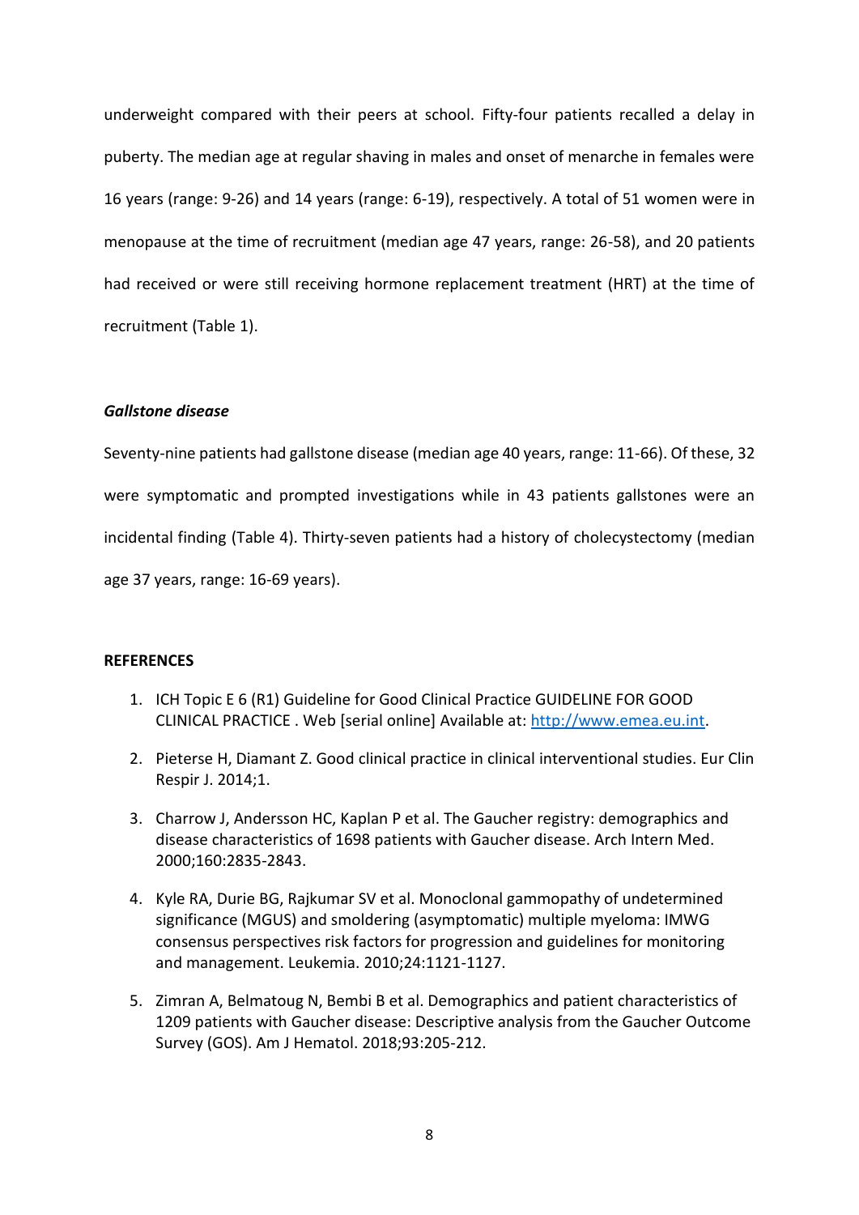underweight compared with their peers at school. Fifty-four patients recalled a delay in puberty. The median age at regular shaving in males and onset of menarche in females were 16 years (range: 9-26) and 14 years (range: 6-19), respectively. A total of 51 women were in menopause at the time of recruitment (median age 47 years, range: 26-58), and 20 patients had received or were still receiving hormone replacement treatment (HRT) at the time of recruitment (Table 1).

***Gallstone disease***

Seventy-nine patients had gallstone disease (median age 40 years, range: 11-66). Of these, 32 were symptomatic and prompted investigations while in 43 patients gallstones were an incidental finding (Table 4). Thirty-seven patients had a history of cholecystectomy (median age 37 years, range: 16-69 years).

**REFERENCES**

1. ICH Topic E 6 (R1) Guideline for Good Clinical Practice GUIDELINE FOR GOOD CLINICAL PRACTICE . Web [serial online] Available at: [http://www.emea.eu.int](http://www.emea.eu.int).
2. Pieterse H, Diamant Z. Good clinical practice in clinical interventional studies. Eur Clin Respir J. 2014;1.
3. Charrow J, Andersson HC, Kaplan P et al. The Gaucher registry: demographics and disease characteristics of 1698 patients with Gaucher disease. Arch Intern Med. 2000;160:2835-2843.
4. Kyle RA, Durie BG, Rajkumar SV et al. Monoclonal gammopathy of undetermined significance (MGUS) and smoldering (asymptomatic) multiple myeloma: IMWG consensus perspectives risk factors for progression and guidelines for monitoring and management. Leukemia. 2010;24:1121-1127.
5. Zimran A, Belmatoug N, Bembi B et al. Demographics and patient characteristics of 1209 patients with Gaucher disease: Descriptive analysis from the Gaucher Outcome Survey (GOS). Am J Hematol. 2018;93:205-212.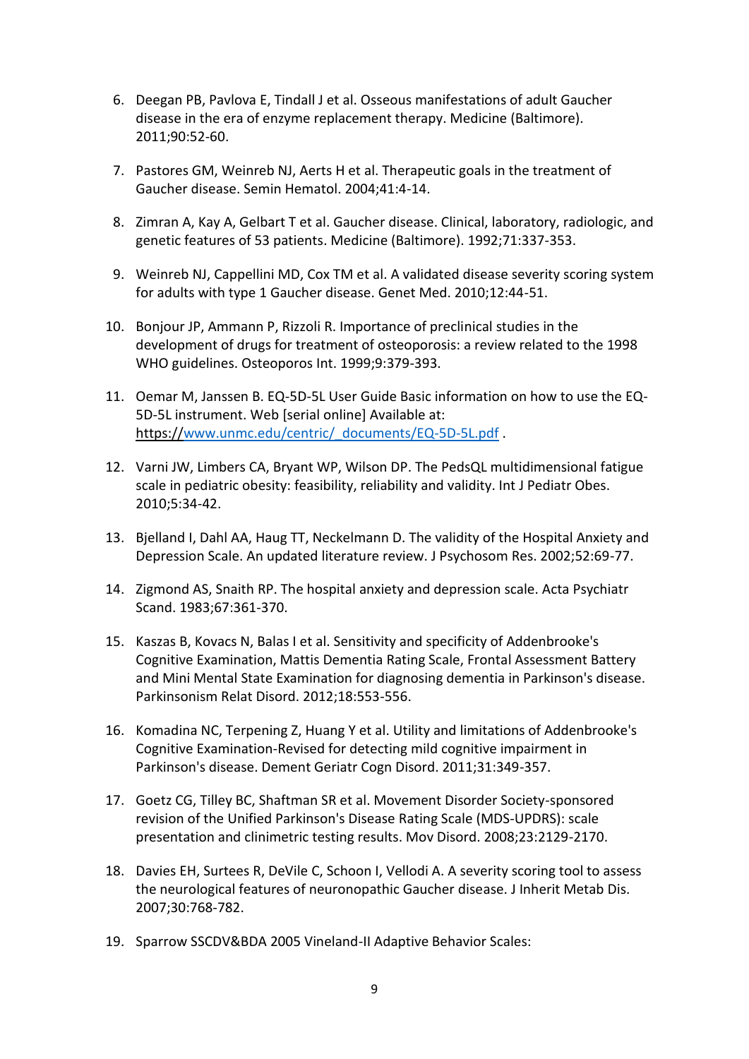6. Deegan PB, Pavlova E, Tindall J et al. Osseous manifestations of adult Gaucher disease in the era of enzyme replacement therapy. Medicine (Baltimore). 2011;90:52-60.

7. Pastores GM, Weinreb NJ, Aerts H et al. Therapeutic goals in the treatment of Gaucher disease. Semin Hematol. 2004;41:4-14.

8. Zimran A, Kay A, Gelbart T et al. Gaucher disease. Clinical, laboratory, radiologic, and genetic features of 53 patients. Medicine (Baltimore). 1992;71:337-353.

9. Weinreb NJ, Cappellini MD, Cox TM et al. A validated disease severity scoring system for adults with type 1 Gaucher disease. Genet Med. 2010;12:44-51.

10. Bonjour JP, Ammann P, Rizzoli R. Importance of preclinical studies in the development of drugs for treatment of osteoporosis: a review related to the 1998 WHO guidelines. Osteoporos Int. 1999;9:379-393.

11. Oemar M, Janssen B. EQ-5D-5L User Guide Basic information on how to use the EQ-5D-5L instrument. Web [serial online] Available at: https://www.unmc.edu/centric/_documents/EQ-5D-5L.pdf .

12. Varni JW, Limbers CA, Bryant WP, Wilson DP. The PedsQL multidimensional fatigue scale in pediatric obesity: feasibility, reliability and validity. Int J Pediatr Obes. 2010;5:34-42.

13. Bjelland I, Dahl AA, Haug TT, Neckelmann D. The validity of the Hospital Anxiety and Depression Scale. An updated literature review. J Psychosom Res. 2002;52:69-77.

14. Zigmond AS, Snaith RP. The hospital anxiety and depression scale. Acta Psychiatr Scand. 1983;67:361-370.

15. Kaszas B, Kovacs N, Balas I et al. Sensitivity and specificity of Addenbrooke's Cognitive Examination, Mattis Dementia Rating Scale, Frontal Assessment Battery and Mini Mental State Examination for diagnosing dementia in Parkinson's disease. Parkinsonism Relat Disord. 2012;18:553-556.

16. Komadina NC, Terpening Z, Huang Y et al. Utility and limitations of Addenbrooke's Cognitive Examination-Revised for detecting mild cognitive impairment in Parkinson's disease. Dement Geriatr Cogn Disord. 2011;31:349-357.

17. Goetz CG, Tilley BC, Shaftman SR et al. Movement Disorder Society-sponsored revision of the Unified Parkinson's Disease Rating Scale (MDS-UPDRS): scale presentation and clinimetric testing results. Mov Disord. 2008;23:2129-2170.

18. Davies EH, Surtees R, DeVile C, Schoon I, Vellodi A. A severity scoring tool to assess the neurological features of neuronopathic Gaucher disease. J Inherit Metab Dis. 2007;30:768-782.

19. Sparrow SSCDV&BDA 2005 Vineland-II Adaptive Behavior Scales: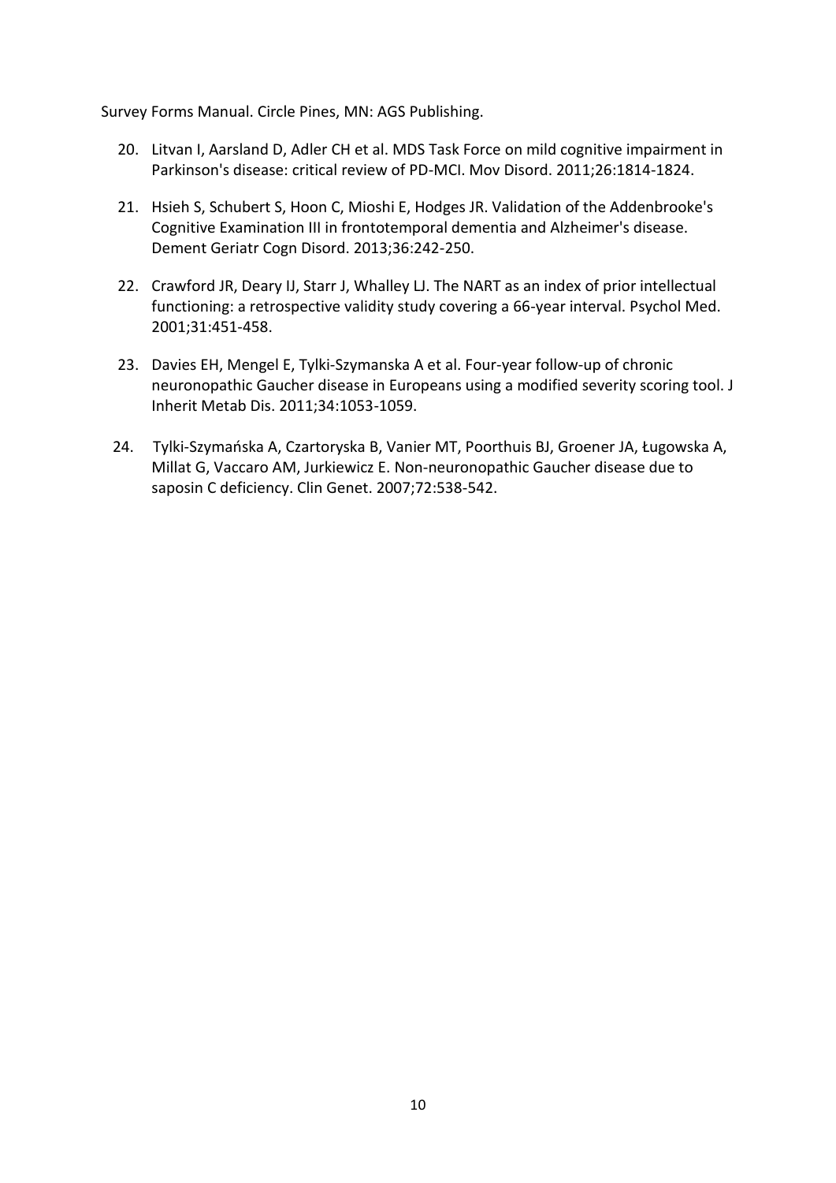Survey Forms Manual. Circle Pines, MN: AGS Publishing.

20. Litvan I, Aarsland D, Adler CH et al. MDS Task Force on mild cognitive impairment in Parkinson's disease: critical review of PD-MCI. Mov Disord. 2011;26:1814-1824.

21. Hsieh S, Schubert S, Hoon C, Mioshi E, Hodges JR. Validation of the Addenbrooke's Cognitive Examination III in frontotemporal dementia and Alzheimer's disease. Dement Geriatr Cogn Disord. 2013;36:242-250.

22. Crawford JR, Deary IJ, Starr J, Whalley LJ. The NART as an index of prior intellectual functioning: a retrospective validity study covering a 66-year interval. Psychol Med. 2001;31:451-458.

23. Davies EH, Mengel E, Tylki-Szymanska A et al. Four-year follow-up of chronic neuronopathic Gaucher disease in Europeans using a modified severity scoring tool. J Inherit Metab Dis. 2011;34:1053-1059.

24. Tylki-Szymańska A, Czartoryska B, Vanier MT, Poorthuis BJ, Groener JA, Ługowska A, Millat G, Vaccaro AM, Jurkiewicz E. Non-neuronopathic Gaucher disease due to saposin C deficiency. Clin Genet. 2007;72:538-542.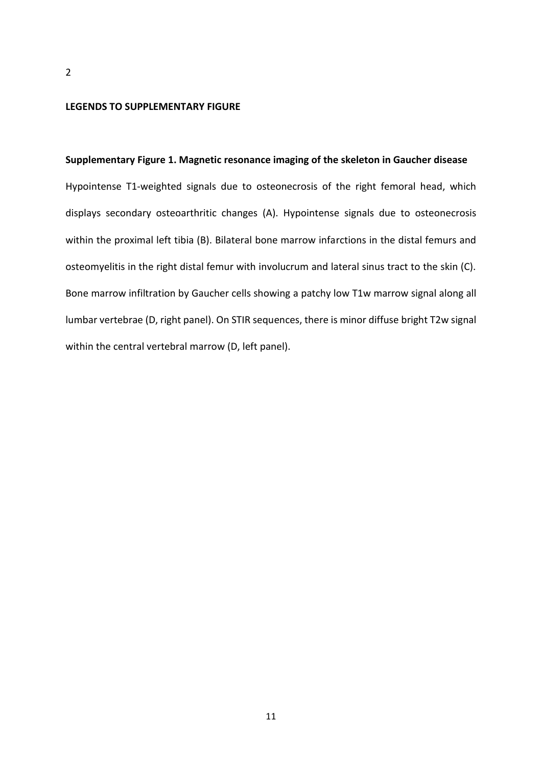2

**LEGENDS TO SUPPLEMENTARY FIGURE**

**Supplementary Figure 1. Magnetic resonance imaging of the skeleton in Gaucher disease**

Hypointense T1-weighted signals due to osteonecrosis of the right femoral head, which displays secondary osteoarthritic changes (A). Hypointense signals due to osteonecrosis within the proximal left tibia (B). Bilateral bone marrow infarctions in the distal femurs and osteomyelitis in the right distal femur with involucrum and lateral sinus tract to the skin (C). Bone marrow infiltration by Gaucher cells showing a patchy low T1w marrow signal along all lumbar vertebrae (D, right panel). On STIR sequences, there is minor diffuse bright T2w signal within the central vertebral marrow (D, left panel).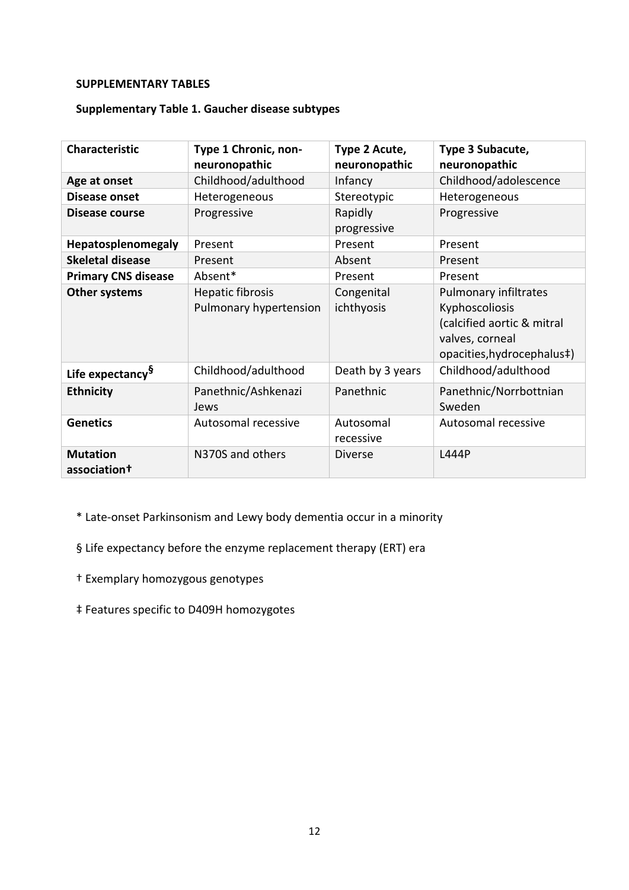**SUPPLEMENTARY TABLES**

**Supplementary Table 1. Gaucher disease subtypes**

| Characteristic | Type 1 Chronic, non-neuronopathic | Type 2 Acute, neuronopathic | Type 3 Subacute, neuronopathic |
|---|---|---|---|
| **Age at onset** | Childhood/adulthood | Infancy | Childhood/adolescence |
| **Disease onset** | Heterogeneous | Stereotypic | Heterogeneous |
| **Disease course** | Progressive | Rapidly progressive | Progressive |
| **Hepatosplenomegaly** | Present | Present | Present |
| **Skeletal disease** | Present | Absent | Present |
| **Primary CNS disease** | Absent* | Present | Present |
| **Other systems** | Hepatic fibrosis<br>Pulmonary hypertension | Congenital ichthyosis | Pulmonary infiltrates<br>Kyphoscoliosis<br>(calcified aortic & mitral valves, corneal opacities,hydrocephalus‡) |
| **Life expectancy§** | Childhood/adulthood | Death by 3 years | Childhood/adulthood |
| **Ethnicity** | Panethnic/Ashkenazi Jews | Panethnic | Panethnic/Norrbottnian Sweden |
| **Genetics** | Autosomal recessive | Autosomal recessive | Autosomal recessive |
| **Mutation association†** | N370S and others | Diverse | L444P |

\* Late-onset Parkinsonism and Lewy body dementia occur in a minority

§ Life expectancy before the enzyme replacement therapy (ERT) era

† Exemplary homozygous genotypes

‡ Features specific to D409H homozygotes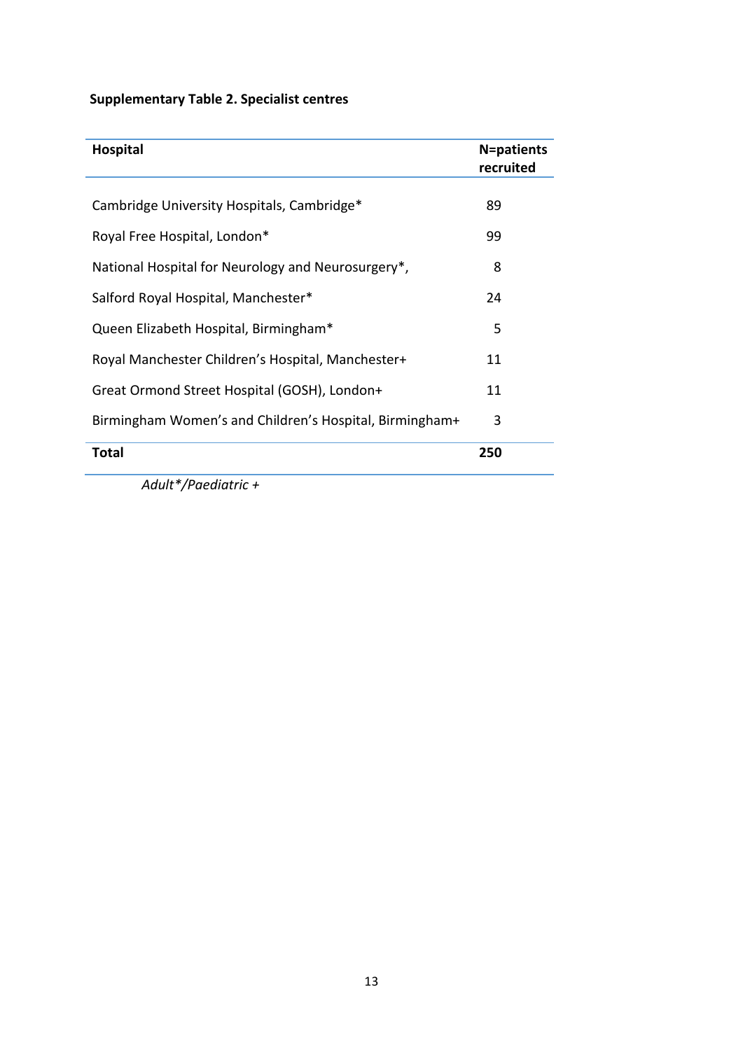**Supplementary Table 2. Specialist centres**

| Hospital | N=patients recruited |
|---|---|
| Cambridge University Hospitals, Cambridge* | 89 |
| Royal Free Hospital, London* | 99 |
| National Hospital for Neurology and Neurosurgery*, | 8 |
| Salford Royal Hospital, Manchester* | 24 |
| Queen Elizabeth Hospital, Birmingham* | 5 |
| Royal Manchester Children's Hospital, Manchester+ | 11 |
| Great Ormond Street Hospital (GOSH), London+ | 11 |
| Birmingham Women's and Children's Hospital, Birmingham+ | 3 |
| **Total** | **250** |

*Adult*/Paediatric +*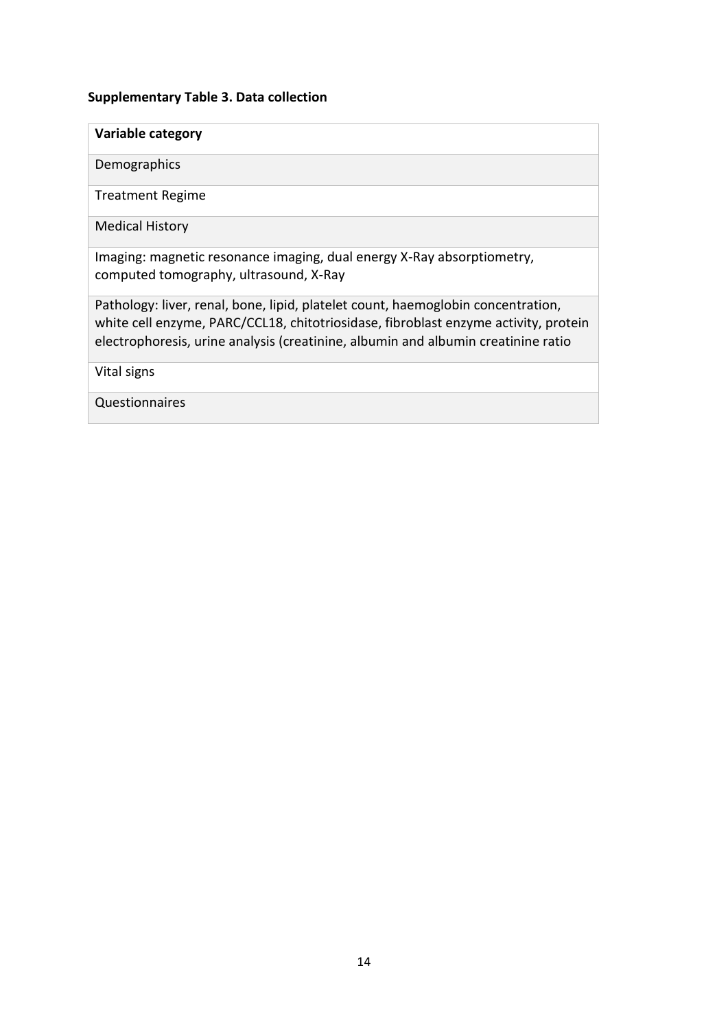**Supplementary Table 3. Data collection**

| Variable category |
|---|
| Demographics |
| Treatment Regime |
| Medical History |
| Imaging: magnetic resonance imaging, dual energy X-Ray absorptiometry, computed tomography, ultrasound, X-Ray |
| Pathology: liver, renal, bone, lipid, platelet count, haemoglobin concentration, white cell enzyme, PARC/CCL18, chitotriosidase, fibroblast enzyme activity, protein electrophoresis, urine analysis (creatinine, albumin and albumin creatinine ratio |
| Vital signs |
| Questionnaires |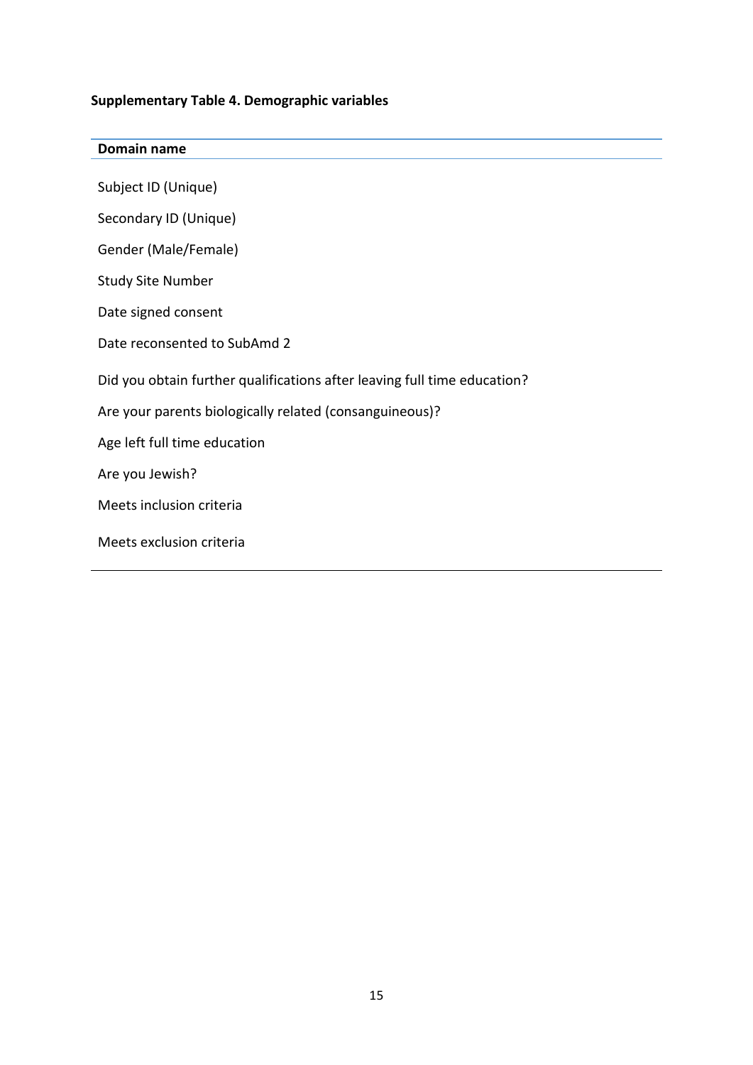**Supplementary Table 4. Demographic variables**

| Domain name |
|---|
| Subject ID (Unique) |
| Secondary ID (Unique) |
| Gender (Male/Female) |
| Study Site Number |
| Date signed consent |
| Date reconsented to SubAmd 2 |
| Did you obtain further qualifications after leaving full time education? |
| Are your parents biologically related (consanguineous)? |
| Age left full time education |
| Are you Jewish? |
| Meets inclusion criteria |
| Meets exclusion criteria |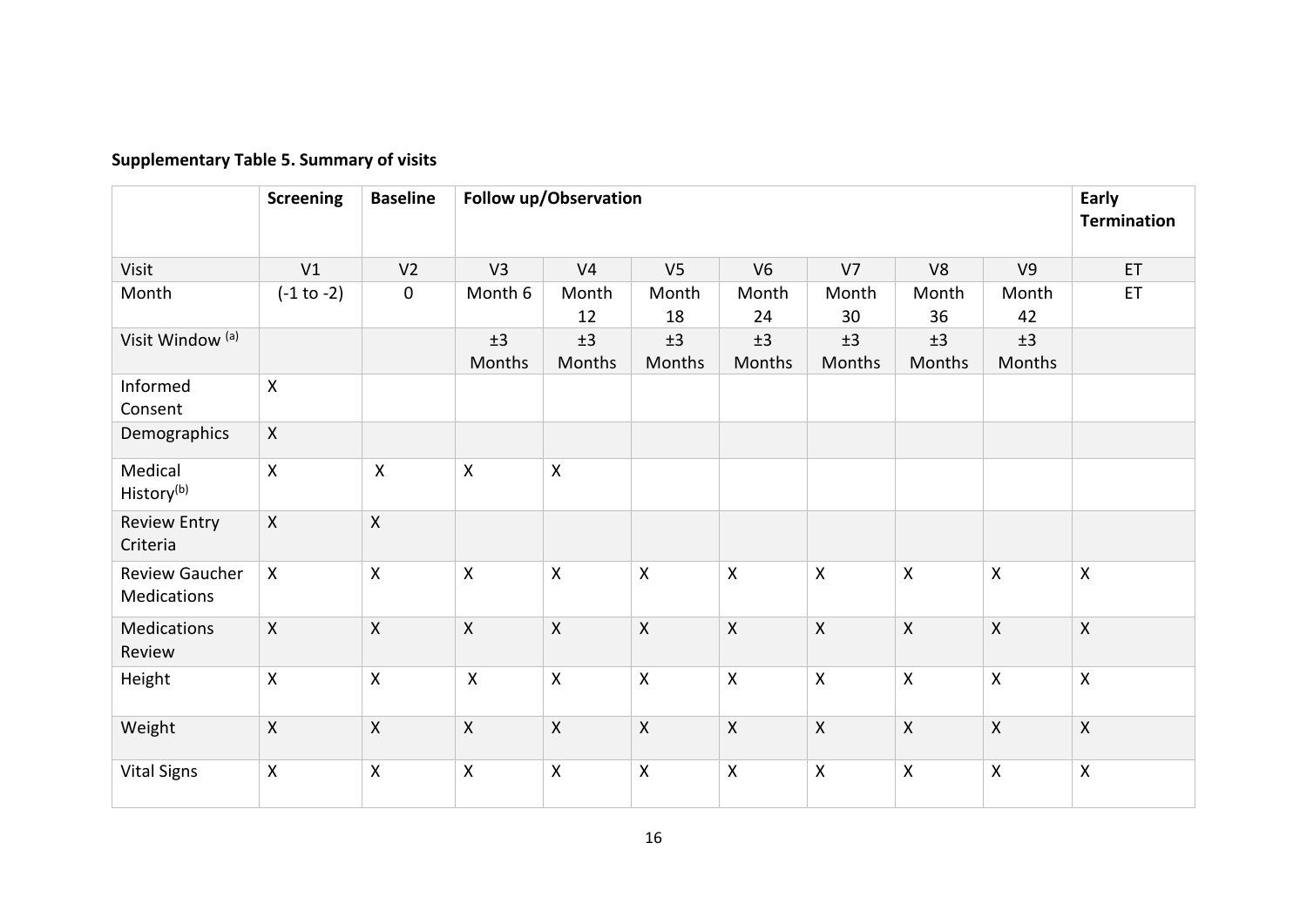**Supplementary Table 5. Summary of visits**

| | Screening | Baseline | Follow up/Observation | | | | | | | Early Termination |
|---|---|---|---|---|---|---|---|---|---|---|
| Visit | V1 | V2 | V3 | V4 | V5 | V6 | V7 | V8 | V9 | ET |
| Month | (-1 to -2) | 0 | Month 6 | Month 12 | Month 18 | Month 24 | Month 30 | Month 36 | Month 42 | ET |
| Visit Window [(a)] | | | ±3 Months | ±3 Months | ±3 Months | ±3 Months | ±3 Months | ±3 Months | ±3 Months | |
| Informed Consent | X | | | | | | | | | |
| Demographics | X | | | | | | | | | |
| Medical History[(b)] | X | X | X | X | | | | | | |
| Review Entry Criteria | X | X | | | | | | | | |
| Review Gaucher Medications | X | X | X | X | X | X | X | X | X | X |
| Medications Review | X | X | X | X | X | X | X | X | X | X |
| Height | X | X | X | X | X | X | X | X | X | X |
| Weight | X | X | X | X | X | X | X | X | X | X |
| Vital Signs | X | X | X | X | X | X | X | X | X | X |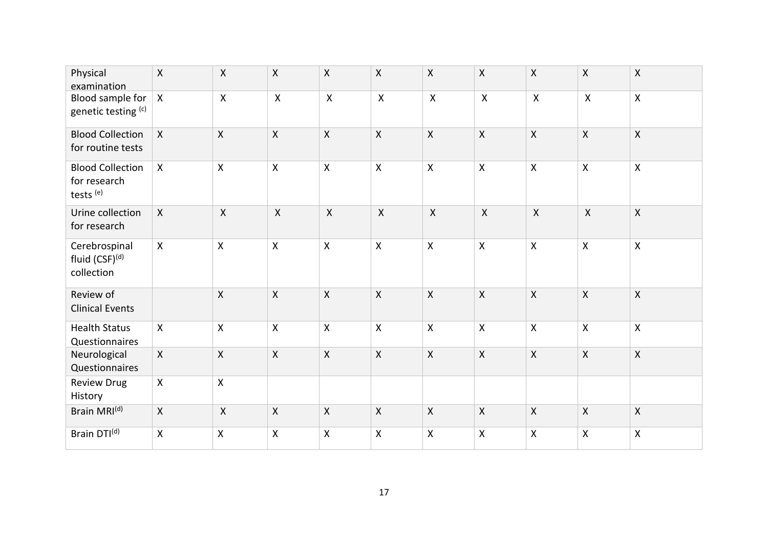| | | | | | | | | | | |
|---|---|---|---|---|---|---|---|---|---|---|
| Physical examination | X | X | X | X | X | X | X | X | X | X |
| Blood sample for genetic testing [(c)] | X | X | X | X | X | X | X | X | X | X |
| Blood Collection for routine tests | X | X | X | X | X | X | X | X | X | X |
| Blood Collection for research tests [(e)] | X | X | X | X | X | X | X | X | X | X |
| Urine collection for research | X | X | X | X | X | X | X | X | X | X |
| Cerebrospinal fluid (CSF)[(d)] collection | X | X | X | X | X | X | X | X | X | X |
| Review of Clinical Events | | X | X | X | X | X | X | X | X | X |
| Health Status Questionnaires | X | X | X | X | X | X | X | X | X | X |
| Neurological Questionnaires | X | X | X | X | X | X | X | X | X | X |
| Review Drug History | X | X | | | | | | | | |
| Brain MRI[(d)] | X | X | X | X | X | X | X | X | X | X |
| Brain DTI[(d)] | X | X | X | X | X | X | X | X | X | X |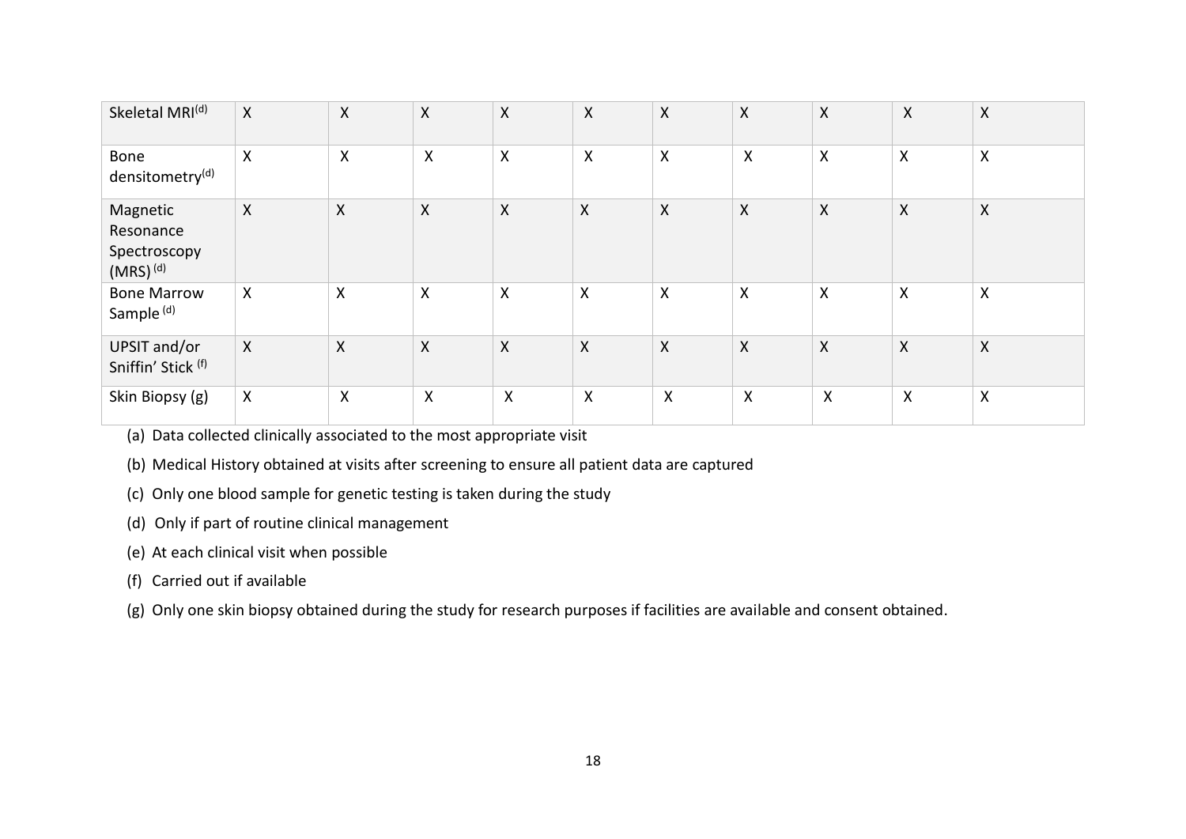| | | | | | | | | | | |
|---|---|---|---|---|---|---|---|---|---|---|
| Skeletal MRI[(d)] | X | X | X | X | X | X | X | X | X | X |
| Bone densitometry[(d)] | X | X | X | X | X | X | X | X | X | X |
| Magnetic Resonance Spectroscopy (MRS) [(d)] | X | X | X | X | X | X | X | X | X | X |
| Bone Marrow Sample [(d)] | X | X | X | X | X | X | X | X | X | X |
| UPSIT and/or Sniffin' Stick [(f)] | X | X | X | X | X | X | X | X | X | X |
| Skin Biopsy (g) | X | X | X | X | X | X | X | X | X | X |

(a) Data collected clinically associated to the most appropriate visit

(b) Medical History obtained at visits after screening to ensure all patient data are captured

(c) Only one blood sample for genetic testing is taken during the study

(d) Only if part of routine clinical management

(e) At each clinical visit when possible

(f) Carried out if available

(g) Only one skin biopsy obtained during the study for research purposes if facilities are available and consent obtained.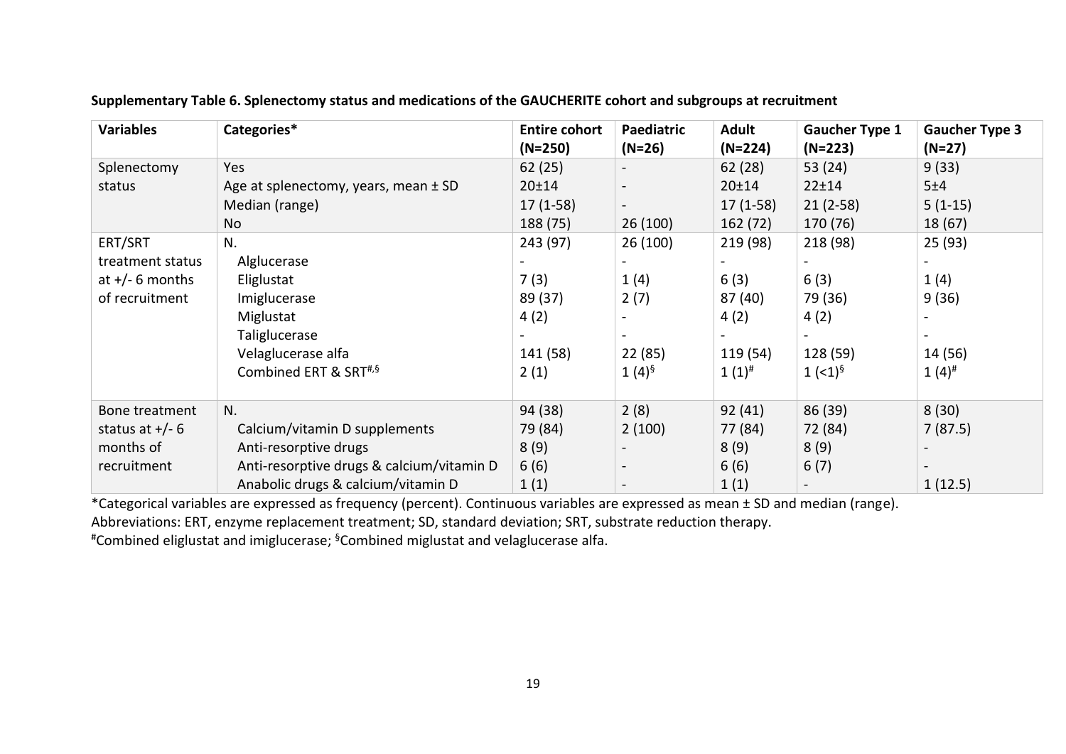**Supplementary Table 6. Splenectomy status and medications of the GAUCHERITE cohort and subgroups at recruitment**

| Variables | Categories* | Entire cohort (N=250) | Paediatric (N=26) | Adult (N=224) | Gaucher Type 1 (N=223) | Gaucher Type 3 (N=27) |
|---|---|---|---|---|---|---|
| Splenectomy status | Yes | 62 (25) | - | 62 (28) | 53 (24) | 9 (33) |
| | Age at splenectomy, years, mean ± SD | 20±14 | - | 20±14 | 22±14 | 5±4 |
| | Median (range) | 17 (1-58) | - | 17 (1-58) | 21 (2-58) | 5 (1-15) |
| | No | 188 (75) | 26 (100) | 162 (72) | 170 (76) | 18 (67) |
| ERT/SRT treatment status at +/- 6 months of recruitment | N. | 243 (97) | 26 (100) | 219 (98) | 218 (98) | 25 (93) |
| | Alglucerase | - | - | - | - | - |
| | Eliglustat | 7 (3) | 1 (4) | 6 (3) | 6 (3) | 1 (4) |
| | Imiglucerase | 89 (37) | 2 (7) | 87 (40) | 79 (36) | 9 (36) |
| | Miglustat | 4 (2) | - | 4 (2) | 4 (2) | - |
| | Taliglucerase | - | - | - | - | - |
| | Velaglucerase alfa | 141 (58) | 22 (85) | 119 (54) | 128 (59) | 14 (56) |
| | Combined ERT & SRT[#,§] | 2 (1) | 1 (4)[§] | 1 (1)[#] | 1 (<1)[§] | 1 (4)[#] |
| Bone treatment status at +/- 6 months of recruitment | N. | 94 (38) | 2 (8) | 92 (41) | 86 (39) | 8 (30) |
| | Calcium/vitamin D supplements | 79 (84) | 2 (100) | 77 (84) | 72 (84) | 7 (87.5) |
| | Anti-resorptive drugs | 8 (9) | - | 8 (9) | 8 (9) | - |
| | Anti-resorptive drugs & calcium/vitamin D | 6 (6) | - | 6 (6) | 6 (7) | - |
| | Anabolic drugs & calcium/vitamin D | 1 (1) | - | 1 (1) | - | 1 (12.5) |

*Categorical variables are expressed as frequency (percent). Continuous variables are expressed as mean ± SD and median (range).

Abbreviations: ERT, enzyme replacement treatment; SD, standard deviation; SRT, substrate reduction therapy.

[#]Combined eliglustat and imiglucerase; [§]Combined miglustat and velaglucerase alfa.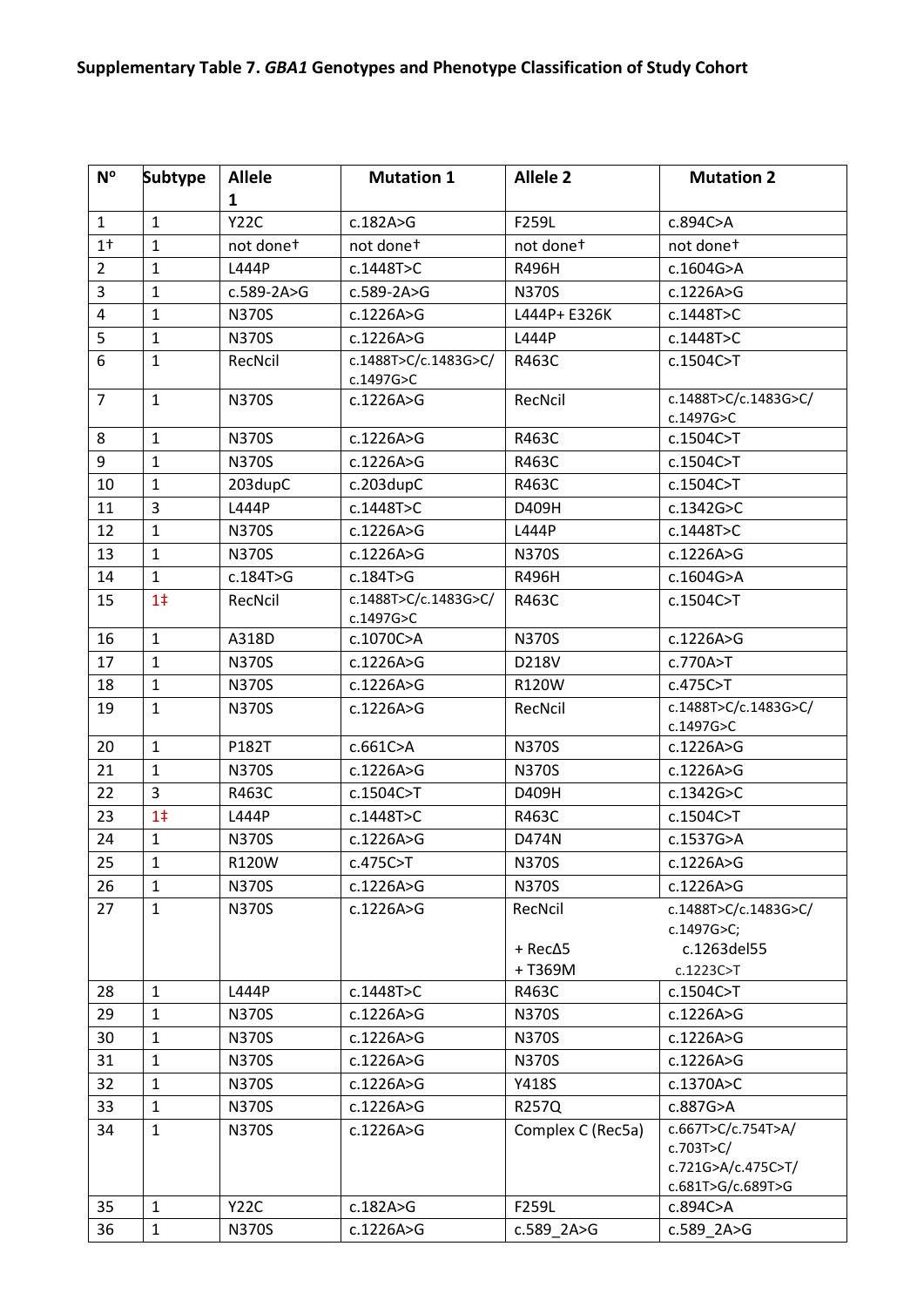**Supplementary Table 7. *GBA1* Genotypes and Phenotype Classification of Study Cohort**

| N° | Subtype | Allele 1 | Mutation 1 | Allele 2 | Mutation 2 |
|---|---|---|---|---|---|
| 1 | 1 | Y22C | c.182A>G | F259L | c.894C>A |
| 1† | 1 | not done† | not done† | not done† | not done† |
| 2 | 1 | L444P | c.1448T>C | R496H | c.1604G>A |
| 3 | 1 | c.589-2A>G | c.589-2A>G | N370S | c.1226A>G |
| 4 | 1 | N370S | c.1226A>G | L444P+ E326K | c.1448T>C |
| 5 | 1 | N370S | c.1226A>G | L444P | c.1448T>C |
| 6 | 1 | RecNcil | c.1488T>C/c.1483G>C/ c.1497G>C | R463C | c.1504C>T |
| 7 | 1 | N370S | c.1226A>G | RecNcil | c.1488T>C/c.1483G>C/ c.1497G>C |
| 8 | 1 | N370S | c.1226A>G | R463C | c.1504C>T |
| 9 | 1 | N370S | c.1226A>G | R463C | c.1504C>T |
| 10 | 1 | 203dupC | c.203dupC | R463C | c.1504C>T |
| 11 | 3 | L444P | c.1448T>C | D409H | c.1342G>C |
| 12 | 1 | N370S | c.1226A>G | L444P | c.1448T>C |
| 13 | 1 | N370S | c.1226A>G | N370S | c.1226A>G |
| 14 | 1 | c.184T>G | c.184T>G | R496H | c.1604G>A |
| 15 | 1‡ | RecNcil | c.1488T>C/c.1483G>C/ c.1497G>C | R463C | c.1504C>T |
| 16 | 1 | A318D | c.1070C>A | N370S | c.1226A>G |
| 17 | 1 | N370S | c.1226A>G | D218V | c.770A>T |
| 18 | 1 | N370S | c.1226A>G | R120W | c.475C>T |
| 19 | 1 | N370S | c.1226A>G | RecNcil | c.1488T>C/c.1483G>C/ c.1497G>C |
| 20 | 1 | P182T | c.661C>A | N370S | c.1226A>G |
| 21 | 1 | N370S | c.1226A>G | N370S | c.1226A>G |
| 22 | 3 | R463C | c.1504C>T | D409H | c.1342G>C |
| 23 | 1‡ | L444P | c.1448T>C | R463C | c.1504C>T |
| 24 | 1 | N370S | c.1226A>G | D474N | c.1537G>A |
| 25 | 1 | R120W | c.475C>T | N370S | c.1226A>G |
| 26 | 1 | N370S | c.1226A>G | N370S | c.1226A>G |
| 27 | 1 | N370S | c.1226A>G | RecNcil + RecΔ5 + T369M | c.1488T>C/c.1483G>C/ c.1497G>C; c.1263del55 c.1223C>T |
| 28 | 1 | L444P | c.1448T>C | R463C | c.1504C>T |
| 29 | 1 | N370S | c.1226A>G | N370S | c.1226A>G |
| 30 | 1 | N370S | c.1226A>G | N370S | c.1226A>G |
| 31 | 1 | N370S | c.1226A>G | N370S | c.1226A>G |
| 32 | 1 | N370S | c.1226A>G | Y418S | c.1370A>C |
| 33 | 1 | N370S | c.1226A>G | R257Q | c.887G>A |
| 34 | 1 | N370S | c.1226A>G | Complex C (Rec5a) | c.667T>C/c.754T>A/ c.703T>C/ c.721G>A/c.475C>T/ c.681T>G/c.689T>G |
| 35 | 1 | Y22C | c.182A>G | F259L | c.894C>A |
| 36 | 1 | N370S | c.1226A>G | c.589_2A>G | c.589_2A>G |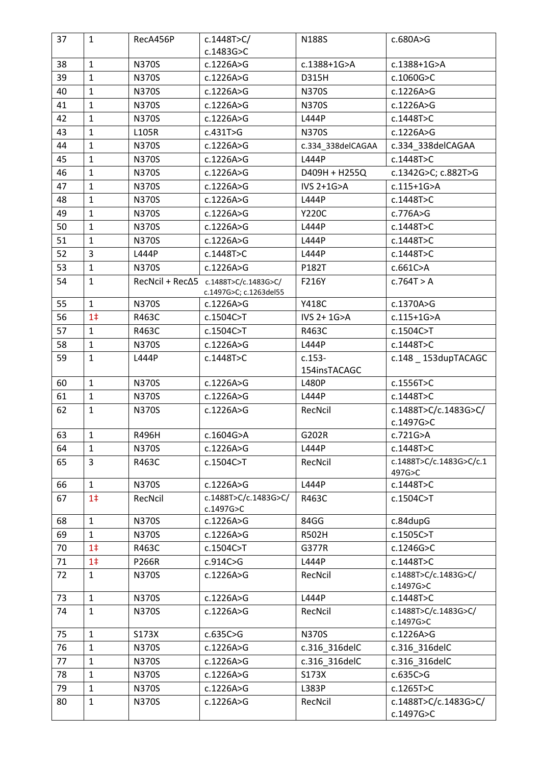| 37 | 1 | RecA456P | c.1448T>C/ c.1483G>C | N188S | c.680A>G |
|---|---|---|---|---|---|
| 38 | 1 | N370S | c.1226A>G | c.1388+1G>A | c.1388+1G>A |
| 39 | 1 | N370S | c.1226A>G | D315H | c.1060G>C |
| 40 | 1 | N370S | c.1226A>G | N370S | c.1226A>G |
| 41 | 1 | N370S | c.1226A>G | N370S | c.1226A>G |
| 42 | 1 | N370S | c.1226A>G | L444P | c.1448T>C |
| 43 | 1 | L105R | c.431T>G | N370S | c.1226A>G |
| 44 | 1 | N370S | c.1226A>G | c.334_338delCAGAA | c.334_338delCAGAA |
| 45 | 1 | N370S | c.1226A>G | L444P | c.1448T>C |
| 46 | 1 | N370S | c.1226A>G | D409H + H255Q | c.1342G>C; c.882T>G |
| 47 | 1 | N370S | c.1226A>G | IVS 2+1G>A | c.115+1G>A |
| 48 | 1 | N370S | c.1226A>G | L444P | c.1448T>C |
| 49 | 1 | N370S | c.1226A>G | Y220C | c.776A>G |
| 50 | 1 | N370S | c.1226A>G | L444P | c.1448T>C |
| 51 | 1 | N370S | c.1226A>G | L444P | c.1448T>C |
| 52 | 3 | L444P | c.1448T>C | L444P | c.1448T>C |
| 53 | 1 | N370S | c.1226A>G | P182T | c.661C>A |
| 54 | 1 | RecNcil + RecΔ5 | c.1488T>C/c.1483G>C/ c.1497G>C; c.1263del55 | F216Y | c.764T > A |
| 55 | 1 | N370S | c.1226A>G | Y418C | c.1370A>G |
| 56 | 1‡ | R463C | c.1504C>T | IVS 2+ 1G>A | c.115+1G>A |
| 57 | 1 | R463C | c.1504C>T | R463C | c.1504C>T |
| 58 | 1 | N370S | c.1226A>G | L444P | c.1448T>C |
| 59 | 1 | L444P | c.1448T>C | c.153-154insTACAGC | c.148 _ 153dupTACAGC |
| 60 | 1 | N370S | c.1226A>G | L480P | c.1556T>C |
| 61 | 1 | N370S | c.1226A>G | L444P | c.1448T>C |
| 62 | 1 | N370S | c.1226A>G | RecNcil | c.1488T>C/c.1483G>C/ c.1497G>C |
| 63 | 1 | R496H | c.1604G>A | G202R | c.721G>A |
| 64 | 1 | N370S | c.1226A>G | L444P | c.1448T>C |
| 65 | 3 | R463C | c.1504C>T | RecNcil | c.1488T>C/c.1483G>C/c.1497G>C |
| 66 | 1 | N370S | c.1226A>G | L444P | c.1448T>C |
| 67 | 1‡ | RecNcil | c.1488T>C/c.1483G>C/ c.1497G>C | R463C | c.1504C>T |
| 68 | 1 | N370S | c.1226A>G | 84GG | c.84dupG |
| 69 | 1 | N370S | c.1226A>G | R502H | c.1505C>T |
| 70 | 1‡ | R463C | c.1504C>T | G377R | c.1246G>C |
| 71 | 1‡ | P266R | c.914C>G | L444P | c.1448T>C |
| 72 | 1 | N370S | c.1226A>G | RecNcil | c.1488T>C/c.1483G>C/ c.1497G>C |
| 73 | 1 | N370S | c.1226A>G | L444P | c.1448T>C |
| 74 | 1 | N370S | c.1226A>G | RecNcil | c.1488T>C/c.1483G>C/ c.1497G>C |
| 75 | 1 | S173X | c.635C>G | N370S | c.1226A>G |
| 76 | 1 | N370S | c.1226A>G | c.316_316delC | c.316_316delC |
| 77 | 1 | N370S | c.1226A>G | c.316_316delC | c.316_316delC |
| 78 | 1 | N370S | c.1226A>G | S173X | c.635C>G |
| 79 | 1 | N370S | c.1226A>G | L383P | c.1265T>C |
| 80 | 1 | N370S | c.1226A>G | RecNcil | c.1488T>C/c.1483G>C/ c.1497G>C |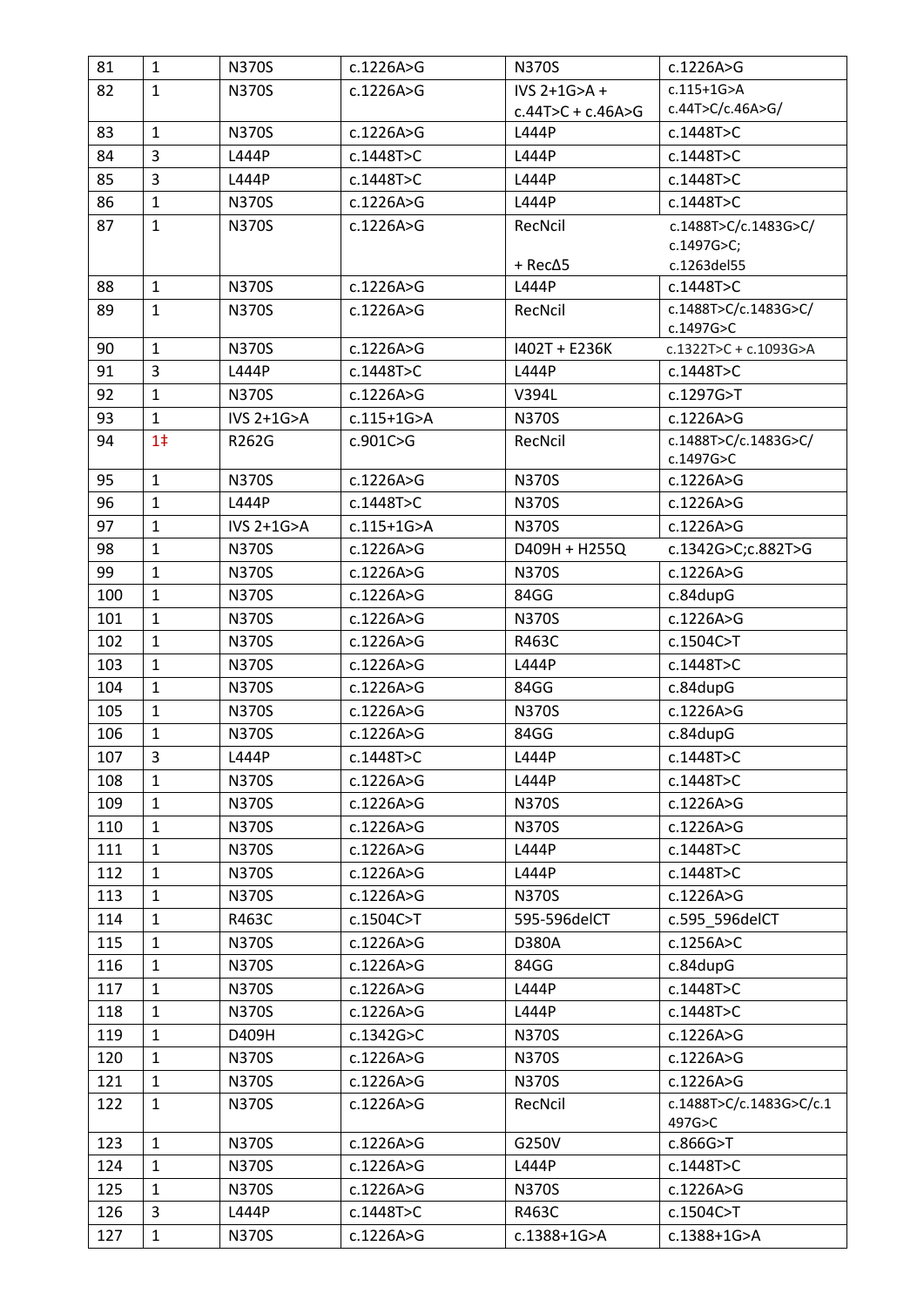| 81 | 1 | N370S | c.1226A>G | N370S | c.1226A>G |
|---|---|---|---|---|---|
| 82 | 1 | N370S | c.1226A>G | IVS 2+1G>A + c.44T>C + c.46A>G | c.115+1G>A c.44T>C/c.46A>G/ |
| 83 | 1 | N370S | c.1226A>G | L444P | c.1448T>C |
| 84 | 3 | L444P | c.1448T>C | L444P | c.1448T>C |
| 85 | 3 | L444P | c.1448T>C | L444P | c.1448T>C |
| 86 | 1 | N370S | c.1226A>G | L444P | c.1448T>C |
| 87 | 1 | N370S | c.1226A>G | RecNcil + RecΔ5 | c.1488T>C/c.1483G>C/ c.1497G>C; c.1263del55 |
| 88 | 1 | N370S | c.1226A>G | L444P | c.1448T>C |
| 89 | 1 | N370S | c.1226A>G | RecNcil | c.1488T>C/c.1483G>C/ c.1497G>C |
| 90 | 1 | N370S | c.1226A>G | I402T + E236K | c.1322T>C + c.1093G>A |
| 91 | 3 | L444P | c.1448T>C | L444P | c.1448T>C |
| 92 | 1 | N370S | c.1226A>G | V394L | c.1297G>T |
| 93 | 1 | IVS 2+1G>A | c.115+1G>A | N370S | c.1226A>G |
| 94 | 1‡ | R262G | c.901C>G | RecNcil | c.1488T>C/c.1483G>C/ c.1497G>C |
| 95 | 1 | N370S | c.1226A>G | N370S | c.1226A>G |
| 96 | 1 | L444P | c.1448T>C | N370S | c.1226A>G |
| 97 | 1 | IVS 2+1G>A | c.115+1G>A | N370S | c.1226A>G |
| 98 | 1 | N370S | c.1226A>G | D409H + H255Q | c.1342G>C;c.882T>G |
| 99 | 1 | N370S | c.1226A>G | N370S | c.1226A>G |
| 100 | 1 | N370S | c.1226A>G | 84GG | c.84dupG |
| 101 | 1 | N370S | c.1226A>G | N370S | c.1226A>G |
| 102 | 1 | N370S | c.1226A>G | R463C | c.1504C>T |
| 103 | 1 | N370S | c.1226A>G | L444P | c.1448T>C |
| 104 | 1 | N370S | c.1226A>G | 84GG | c.84dupG |
| 105 | 1 | N370S | c.1226A>G | N370S | c.1226A>G |
| 106 | 1 | N370S | c.1226A>G | 84GG | c.84dupG |
| 107 | 3 | L444P | c.1448T>C | L444P | c.1448T>C |
| 108 | 1 | N370S | c.1226A>G | L444P | c.1448T>C |
| 109 | 1 | N370S | c.1226A>G | N370S | c.1226A>G |
| 110 | 1 | N370S | c.1226A>G | N370S | c.1226A>G |
| 111 | 1 | N370S | c.1226A>G | L444P | c.1448T>C |
| 112 | 1 | N370S | c.1226A>G | L444P | c.1448T>C |
| 113 | 1 | N370S | c.1226A>G | N370S | c.1226A>G |
| 114 | 1 | R463C | c.1504C>T | 595-596delCT | c.595_596delCT |
| 115 | 1 | N370S | c.1226A>G | D380A | c.1256A>C |
| 116 | 1 | N370S | c.1226A>G | 84GG | c.84dupG |
| 117 | 1 | N370S | c.1226A>G | L444P | c.1448T>C |
| 118 | 1 | N370S | c.1226A>G | L444P | c.1448T>C |
| 119 | 1 | D409H | c.1342G>C | N370S | c.1226A>G |
| 120 | 1 | N370S | c.1226A>G | N370S | c.1226A>G |
| 121 | 1 | N370S | c.1226A>G | N370S | c.1226A>G |
| 122 | 1 | N370S | c.1226A>G | RecNcil | c.1488T>C/c.1483G>C/c.1497G>C |
| 123 | 1 | N370S | c.1226A>G | G250V | c.866G>T |
| 124 | 1 | N370S | c.1226A>G | L444P | c.1448T>C |
| 125 | 1 | N370S | c.1226A>G | N370S | c.1226A>G |
| 126 | 3 | L444P | c.1448T>C | R463C | c.1504C>T |
| 127 | 1 | N370S | c.1226A>G | c.1388+1G>A | c.1388+1G>A |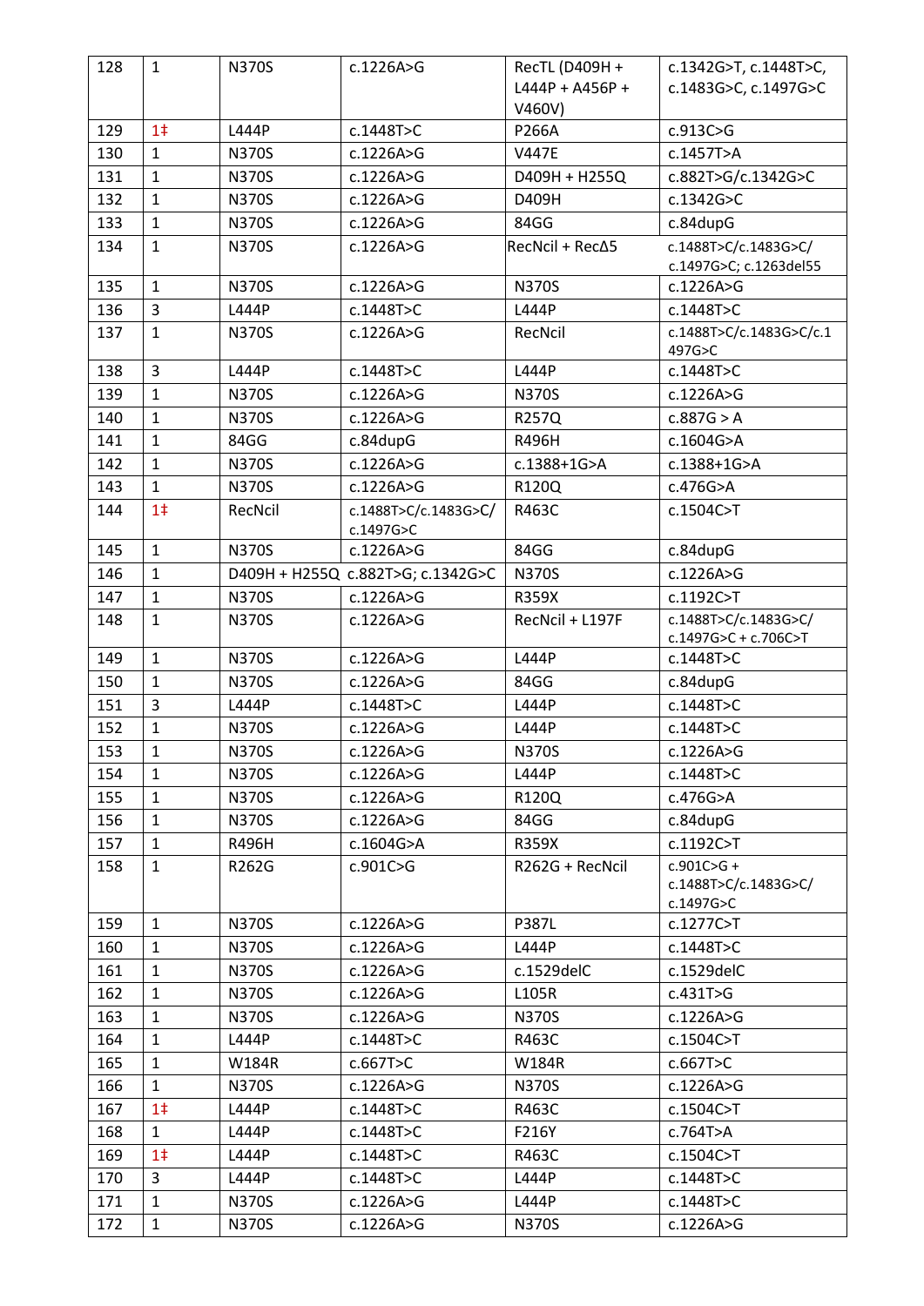| 128 | 1 | N370S | c.1226A>G | RecTL (D409H + L444P + A456P + V460V) | c.1342G>T, c.1448T>C, c.1483G>C, c.1497G>C |
|---|---|---|---|---|---|
| 129 | 1‡ | L444P | c.1448T>C | P266A | c.913C>G |
| 130 | 1 | N370S | c.1226A>G | V447E | c.1457T>A |
| 131 | 1 | N370S | c.1226A>G | D409H + H255Q | c.882T>G/c.1342G>C |
| 132 | 1 | N370S | c.1226A>G | D409H | c.1342G>C |
| 133 | 1 | N370S | c.1226A>G | 84GG | c.84dupG |
| 134 | 1 | N370S | c.1226A>G | RecNcil + RecΔ5 | c.1488T>C/c.1483G>C/ c.1497G>C; c.1263del55 |
| 135 | 1 | N370S | c.1226A>G | N370S | c.1226A>G |
| 136 | 3 | L444P | c.1448T>C | L444P | c.1448T>C |
| 137 | 1 | N370S | c.1226A>G | RecNcil | c.1488T>C/c.1483G>C/c.1497G>C |
| 138 | 3 | L444P | c.1448T>C | L444P | c.1448T>C |
| 139 | 1 | N370S | c.1226A>G | N370S | c.1226A>G |
| 140 | 1 | N370S | c.1226A>G | R257Q | c.887G > A |
| 141 | 1 | 84GG | c.84dupG | R496H | c.1604G>A |
| 142 | 1 | N370S | c.1226A>G | c.1388+1G>A | c.1388+1G>A |
| 143 | 1 | N370S | c.1226A>G | R120Q | c.476G>A |
| 144 | 1‡ | RecNcil | c.1488T>C/c.1483G>C/ c.1497G>C | R463C | c.1504C>T |
| 145 | 1 | N370S | c.1226A>G | 84GG | c.84dupG |
| 146 | 1 | D409H + H255Q | c.882T>G; c.1342G>C | N370S | c.1226A>G |
| 147 | 1 | N370S | c.1226A>G | R359X | c.1192C>T |
| 148 | 1 | N370S | c.1226A>G | RecNcil + L197F | c.1488T>C/c.1483G>C/ c.1497G>C + c.706C>T |
| 149 | 1 | N370S | c.1226A>G | L444P | c.1448T>C |
| 150 | 1 | N370S | c.1226A>G | 84GG | c.84dupG |
| 151 | 3 | L444P | c.1448T>C | L444P | c.1448T>C |
| 152 | 1 | N370S | c.1226A>G | L444P | c.1448T>C |
| 153 | 1 | N370S | c.1226A>G | N370S | c.1226A>G |
| 154 | 1 | N370S | c.1226A>G | L444P | c.1448T>C |
| 155 | 1 | N370S | c.1226A>G | R120Q | c.476G>A |
| 156 | 1 | N370S | c.1226A>G | 84GG | c.84dupG |
| 157 | 1 | R496H | c.1604G>A | R359X | c.1192C>T |
| 158 | 1 | R262G | c.901C>G | R262G + RecNcil | c.901C>G + c.1488T>C/c.1483G>C/ c.1497G>C |
| 159 | 1 | N370S | c.1226A>G | P387L | c.1277C>T |
| 160 | 1 | N370S | c.1226A>G | L444P | c.1448T>C |
| 161 | 1 | N370S | c.1226A>G | c.1529delC | c.1529delC |
| 162 | 1 | N370S | c.1226A>G | L105R | c.431T>G |
| 163 | 1 | N370S | c.1226A>G | N370S | c.1226A>G |
| 164 | 1 | L444P | c.1448T>C | R463C | c.1504C>T |
| 165 | 1 | W184R | c.667T>C | W184R | c.667T>C |
| 166 | 1 | N370S | c.1226A>G | N370S | c.1226A>G |
| 167 | 1‡ | L444P | c.1448T>C | R463C | c.1504C>T |
| 168 | 1 | L444P | c.1448T>C | F216Y | c.764T>A |
| 169 | 1‡ | L444P | c.1448T>C | R463C | c.1504C>T |
| 170 | 3 | L444P | c.1448T>C | L444P | c.1448T>C |
| 171 | 1 | N370S | c.1226A>G | L444P | c.1448T>C |
| 172 | 1 | N370S | c.1226A>G | N370S | c.1226A>G |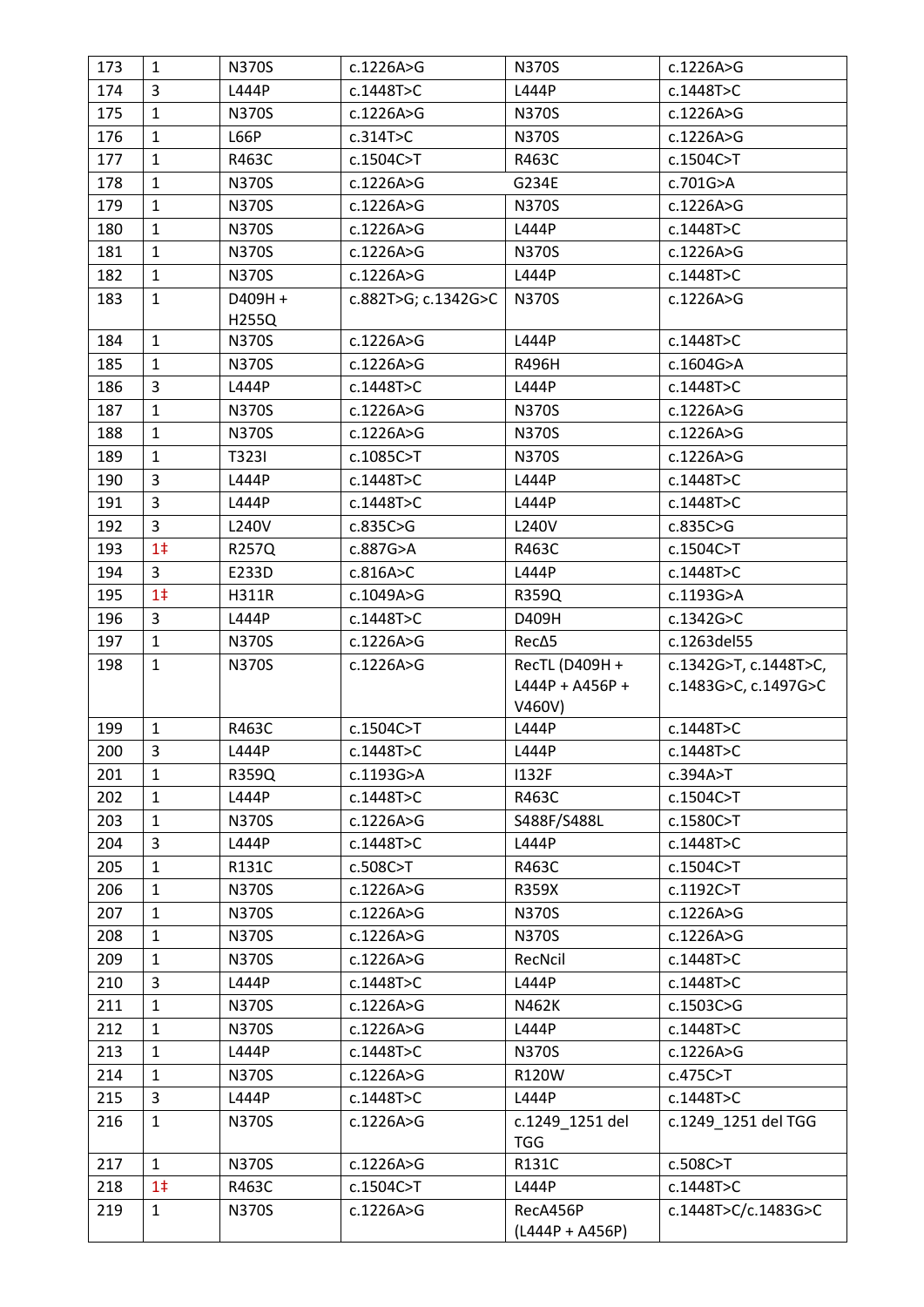| | | | | | |
|---|---|---|---|---|---|
| 173 | 1 | N370S | c.1226A>G | N370S | c.1226A>G |
| 174 | 3 | L444P | c.1448T>C | L444P | c.1448T>C |
| 175 | 1 | N370S | c.1226A>G | N370S | c.1226A>G |
| 176 | 1 | L66P | c.314T>C | N370S | c.1226A>G |
| 177 | 1 | R463C | c.1504C>T | R463C | c.1504C>T |
| 178 | 1 | N370S | c.1226A>G | G234E | c.701G>A |
| 179 | 1 | N370S | c.1226A>G | N370S | c.1226A>G |
| 180 | 1 | N370S | c.1226A>G | L444P | c.1448T>C |
| 181 | 1 | N370S | c.1226A>G | N370S | c.1226A>G |
| 182 | 1 | N370S | c.1226A>G | L444P | c.1448T>C |
| 183 | 1 | D409H + H255Q | c.882T>G; c.1342G>C | N370S | c.1226A>G |
| 184 | 1 | N370S | c.1226A>G | L444P | c.1448T>C |
| 185 | 1 | N370S | c.1226A>G | R496H | c.1604G>A |
| 186 | 3 | L444P | c.1448T>C | L444P | c.1448T>C |
| 187 | 1 | N370S | c.1226A>G | N370S | c.1226A>G |
| 188 | 1 | N370S | c.1226A>G | N370S | c.1226A>G |
| 189 | 1 | T323I | c.1085C>T | N370S | c.1226A>G |
| 190 | 3 | L444P | c.1448T>C | L444P | c.1448T>C |
| 191 | 3 | L444P | c.1448T>C | L444P | c.1448T>C |
| 192 | 3 | L240V | c.835C>G | L240V | c.835C>G |
| 193 | 1‡ | R257Q | c.887G>A | R463C | c.1504C>T |
| 194 | 3 | E233D | c.816A>C | L444P | c.1448T>C |
| 195 | 1‡ | H311R | c.1049A>G | R359Q | c.1193G>A |
| 196 | 3 | L444P | c.1448T>C | D409H | c.1342G>C |
| 197 | 1 | N370S | c.1226A>G | RecΔ5 | c.1263del55 |
| 198 | 1 | N370S | c.1226A>G | RecTL (D409H + L444P + A456P + V460V) | c.1342G>T, c.1448T>C, c.1483G>C, c.1497G>C |
| 199 | 1 | R463C | c.1504C>T | L444P | c.1448T>C |
| 200 | 3 | L444P | c.1448T>C | L444P | c.1448T>C |
| 201 | 1 | R359Q | c.1193G>A | I132F | c.394A>T |
| 202 | 1 | L444P | c.1448T>C | R463C | c.1504C>T |
| 203 | 1 | N370S | c.1226A>G | S488F/S488L | c.1580C>T |
| 204 | 3 | L444P | c.1448T>C | L444P | c.1448T>C |
| 205 | 1 | R131C | c.508C>T | R463C | c.1504C>T |
| 206 | 1 | N370S | c.1226A>G | R359X | c.1192C>T |
| 207 | 1 | N370S | c.1226A>G | N370S | c.1226A>G |
| 208 | 1 | N370S | c.1226A>G | N370S | c.1226A>G |
| 209 | 1 | N370S | c.1226A>G | RecNcil | c.1448T>C |
| 210 | 3 | L444P | c.1448T>C | L444P | c.1448T>C |
| 211 | 1 | N370S | c.1226A>G | N462K | c.1503C>G |
| 212 | 1 | N370S | c.1226A>G | L444P | c.1448T>C |
| 213 | 1 | L444P | c.1448T>C | N370S | c.1226A>G |
| 214 | 1 | N370S | c.1226A>G | R120W | c.475C>T |
| 215 | 3 | L444P | c.1448T>C | L444P | c.1448T>C |
| 216 | 1 | N370S | c.1226A>G | c.1249_1251 del TGG | c.1249_1251 del TGG |
| 217 | 1 | N370S | c.1226A>G | R131C | c.508C>T |
| 218 | 1‡ | R463C | c.1504C>T | L444P | c.1448T>C |
| 219 | 1 | N370S | c.1226A>G | RecA456P (L444P + A456P) | c.1448T>C/c.1483G>C |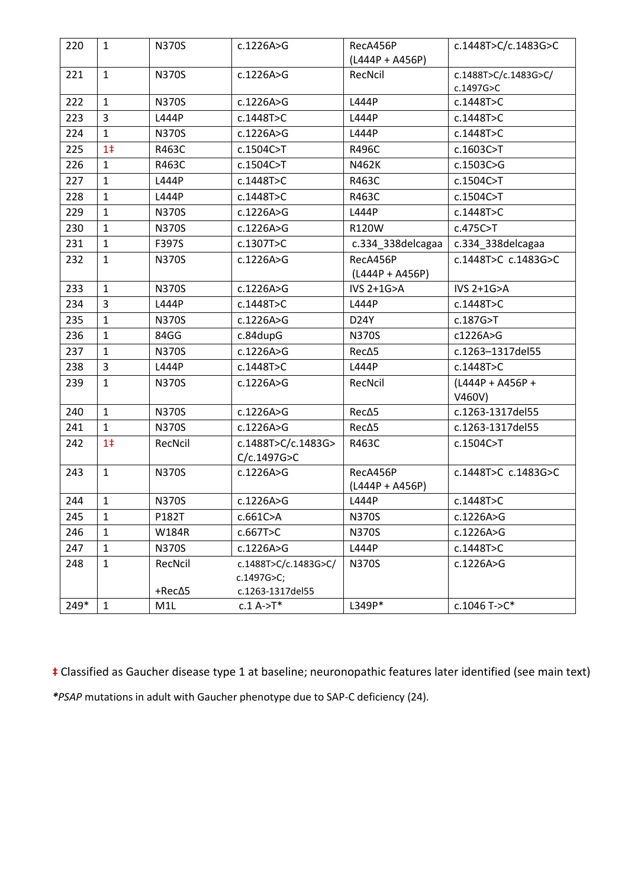| | | | | | |
|---|---|---|---|---|---|
| 220 | 1 | N370S | c.1226A>G | RecA456P (L444P + A456P) | c.1448T>C/c.1483G>C |
| 221 | 1 | N370S | c.1226A>G | RecNcil | c.1488T>C/c.1483G>C/ c.1497G>C |
| 222 | 1 | N370S | c.1226A>G | L444P | c.1448T>C |
| 223 | 3 | L444P | c.1448T>C | L444P | c.1448T>C |
| 224 | 1 | N370S | c.1226A>G | L444P | c.1448T>C |
| 225 | 1‡ | R463C | c.1504C>T | R496C | c.1603C>T |
| 226 | 1 | R463C | c.1504C>T | N462K | c.1503C>G |
| 227 | 1 | L444P | c.1448T>C | R463C | c.1504C>T |
| 228 | 1 | L444P | c.1448T>C | R463C | c.1504C>T |
| 229 | 1 | N370S | c.1226A>G | L444P | c.1448T>C |
| 230 | 1 | N370S | c.1226A>G | R120W | c.475C>T |
| 231 | 1 | F397S | c.1307T>C | c.334_338delcagaa | c.334_338delcagaa |
| 232 | 1 | N370S | c.1226A>G | RecA456P (L444P + A456P) | c.1448T>C c.1483G>C |
| 233 | 1 | N370S | c.1226A>G | IVS 2+1G>A | IVS 2+1G>A |
| 234 | 3 | L444P | c.1448T>C | L444P | c.1448T>C |
| 235 | 1 | N370S | c.1226A>G | D24Y | c.187G>T |
| 236 | 1 | 84GG | c.84dupG | N370S | c1226A>G |
| 237 | 1 | N370S | c.1226A>G | RecΔ5 | c.1263–1317del55 |
| 238 | 3 | L444P | c.1448T>C | L444P | c.1448T>C |
| 239 | 1 | N370S | c.1226A>G | RecNcil | (L444P + A456P + V460V) |
| 240 | 1 | N370S | c.1226A>G | RecΔ5 | c.1263-1317del55 |
| 241 | 1 | N370S | c.1226A>G | RecΔ5 | c.1263-1317del55 |
| 242 | 1‡ | RecNcil | c.1488T>C/c.1483G>C/c.1497G>C | R463C | c.1504C>T |
| 243 | 1 | N370S | c.1226A>G | RecA456P (L444P + A456P) | c.1448T>C c.1483G>C |
| 244 | 1 | N370S | c.1226A>G | L444P | c.1448T>C |
| 245 | 1 | P182T | c.661C>A | N370S | c.1226A>G |
| 246 | 1 | W184R | c.667T>C | N370S | c.1226A>G |
| 247 | 1 | N370S | c.1226A>G | L444P | c.1448T>C |
| 248 | 1 | RecNcil +RecΔ5 | c.1488T>C/c.1483G>C/ c.1497G>C; c.1263-1317del55 | N370S | c.1226A>G |
| 249* | 1 | M1L | c.1 A->T* | L349P* | c.1046 T->C* |

‡ Classified as Gaucher disease type 1 at baseline; neuronopathic features later identified (see main text)

****PSAP*** *mutations in adult with Gaucher phenotype due to SAP-C deficiency (24).*